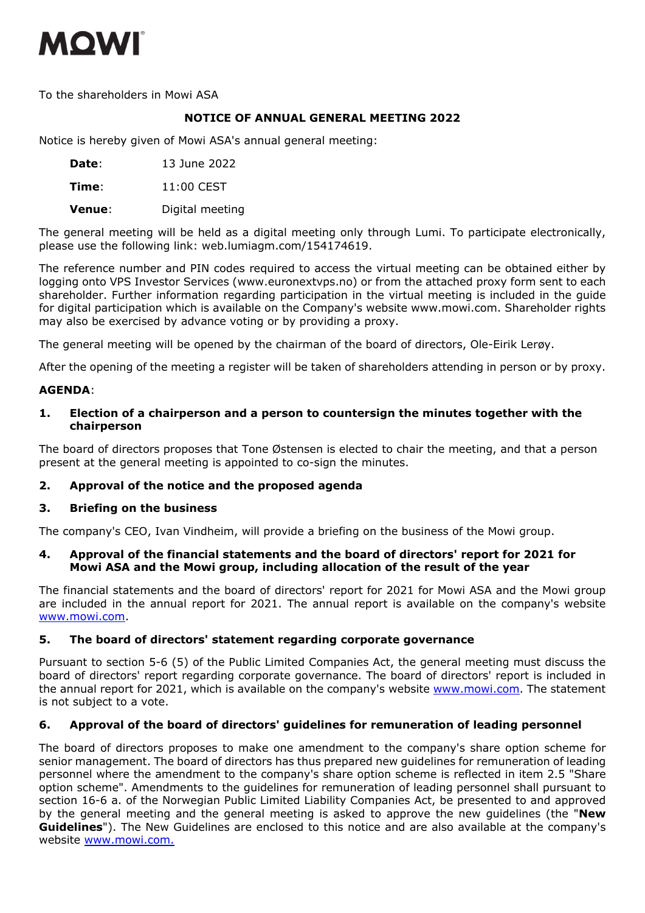MOWI

To the shareholders in Mowi ASA

**NOTICE OF ANNUAL GENERAL MEETING 2022**

Notice is hereby given of Mowi ASA's annual general meeting:

| | |
|---|---|
| **Date**: | 13 June 2022 |
| **Time**: | 11:00 CEST |
| **Venue**: | Digital meeting |

The general meeting will be held as a digital meeting only through Lumi. To participate electronically, please use the following link: web.lumiagm.com/154174619.

The reference number and PIN codes required to access the virtual meeting can be obtained either by logging onto VPS Investor Services (www.euronextvps.no) or from the attached proxy form sent to each shareholder. Further information regarding participation in the virtual meeting is included in the guide for digital participation which is available on the Company's website www.mowi.com. Shareholder rights may also be exercised by advance voting or by providing a proxy.

The general meeting will be opened by the chairman of the board of directors, Ole-Eirik Lerøy.

After the opening of the meeting a register will be taken of shareholders attending in person or by proxy.

**AGENDA**:

**1. Election of a chairperson and a person to countersign the minutes together with the chairperson**

The board of directors proposes that Tone Østensen is elected to chair the meeting, and that a person present at the general meeting is appointed to co-sign the minutes.

**2. Approval of the notice and the proposed agenda**

**3. Briefing on the business**

The company's CEO, Ivan Vindheim, will provide a briefing on the business of the Mowi group.

**4. Approval of the financial statements and the board of directors' report for 2021 for Mowi ASA and the Mowi group, including allocation of the result of the year**

The financial statements and the board of directors' report for 2021 for Mowi ASA and the Mowi group are included in the annual report for 2021. The annual report is available on the company's website www.mowi.com.

**5. The board of directors' statement regarding corporate governance**

Pursuant to section 5-6 (5) of the Public Limited Companies Act, the general meeting must discuss the board of directors' report regarding corporate governance. The board of directors' report is included in the annual report for 2021, which is available on the company's website www.mowi.com. The statement is not subject to a vote.

**6. Approval of the board of directors' guidelines for remuneration of leading personnel**

The board of directors proposes to make one amendment to the company's share option scheme for senior management. The board of directors has thus prepared new guidelines for remuneration of leading personnel where the amendment to the company's share option scheme is reflected in item 2.5 "Share option scheme". Amendments to the guidelines for remuneration of leading personnel shall pursuant to section 16-6 a. of the Norwegian Public Limited Liability Companies Act, be presented to and approved by the general meeting and the general meeting is asked to approve the new guidelines (the "**New Guidelines**"). The New Guidelines are enclosed to this notice and are also available at the company's website www.mowi.com.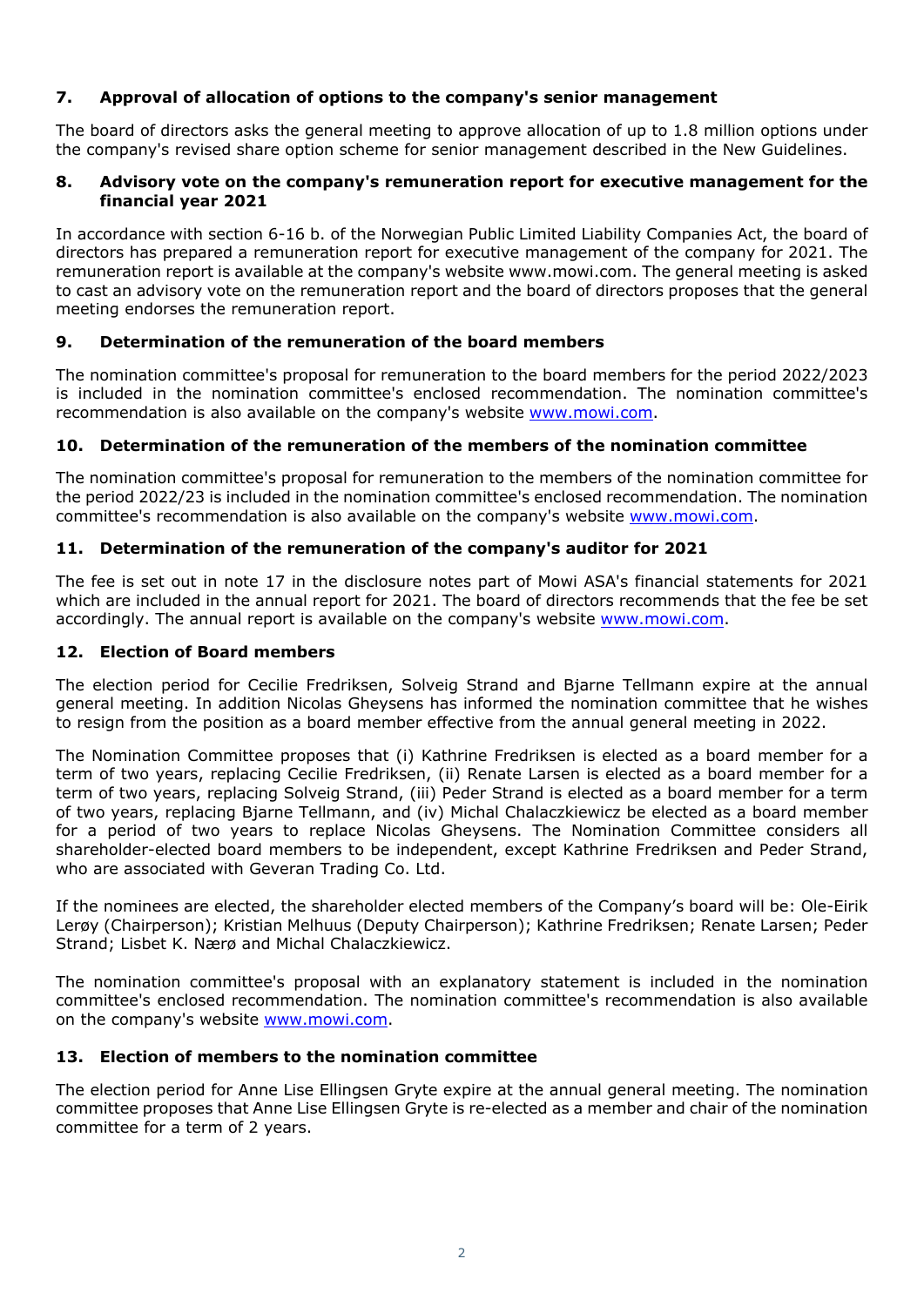## 7. Approval of allocation of options to the company's senior management

The board of directors asks the general meeting to approve allocation of up to 1.8 million options under the company's revised share option scheme for senior management described in the New Guidelines.

## 8. Advisory vote on the company's remuneration report for executive management for the financial year 2021

In accordance with section 6-16 b. of the Norwegian Public Limited Liability Companies Act, the board of directors has prepared a remuneration report for executive management of the company for 2021. The remuneration report is available at the company's website www.mowi.com. The general meeting is asked to cast an advisory vote on the remuneration report and the board of directors proposes that the general meeting endorses the remuneration report.

## 9. Determination of the remuneration of the board members

The nomination committee's proposal for remuneration to the board members for the period 2022/2023 is included in the nomination committee's enclosed recommendation. The nomination committee's recommendation is also available on the company's website www.mowi.com.

## 10. Determination of the remuneration of the members of the nomination committee

The nomination committee's proposal for remuneration to the members of the nomination committee for the period 2022/23 is included in the nomination committee's enclosed recommendation. The nomination committee's recommendation is also available on the company's website www.mowi.com.

## 11. Determination of the remuneration of the company's auditor for 2021

The fee is set out in note 17 in the disclosure notes part of Mowi ASA's financial statements for 2021 which are included in the annual report for 2021. The board of directors recommends that the fee be set accordingly. The annual report is available on the company's website www.mowi.com.

## 12. Election of Board members

The election period for Cecilie Fredriksen, Solveig Strand and Bjarne Tellmann expire at the annual general meeting. In addition Nicolas Gheysens has informed the nomination committee that he wishes to resign from the position as a board member effective from the annual general meeting in 2022.

The Nomination Committee proposes that (i) Kathrine Fredriksen is elected as a board member for a term of two years, replacing Cecilie Fredriksen, (ii) Renate Larsen is elected as a board member for a term of two years, replacing Solveig Strand, (iii) Peder Strand is elected as a board member for a term of two years, replacing Bjarne Tellmann, and (iv) Michal Chalaczkiewicz be elected as a board member for a period of two years to replace Nicolas Gheysens. The Nomination Committee considers all shareholder-elected board members to be independent, except Kathrine Fredriksen and Peder Strand, who are associated with Geveran Trading Co. Ltd.

If the nominees are elected, the shareholder elected members of the Company's board will be: Ole-Eirik Lerøy (Chairperson); Kristian Melhuus (Deputy Chairperson); Kathrine Fredriksen; Renate Larsen; Peder Strand; Lisbet K. Nærø and Michal Chalaczkiewicz.

The nomination committee's proposal with an explanatory statement is included in the nomination committee's enclosed recommendation. The nomination committee's recommendation is also available on the company's website www.mowi.com.

## 13. Election of members to the nomination committee

The election period for Anne Lise Ellingsen Gryte expire at the annual general meeting. The nomination committee proposes that Anne Lise Ellingsen Gryte is re-elected as a member and chair of the nomination committee for a term of 2 years.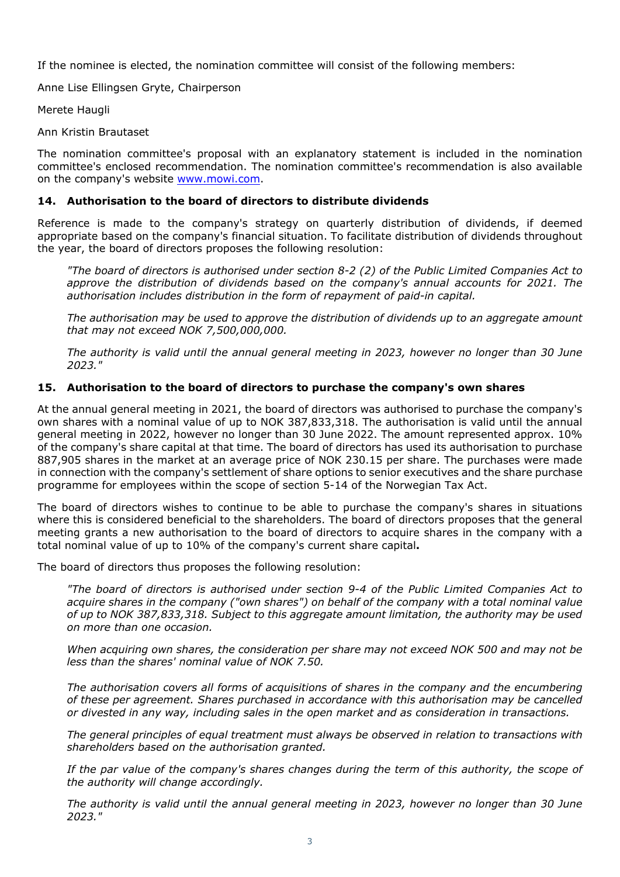If the nominee is elected, the nomination committee will consist of the following members:

Anne Lise Ellingsen Gryte, Chairperson

Merete Haugli

Ann Kristin Brautaset

The nomination committee's proposal with an explanatory statement is included in the nomination committee's enclosed recommendation. The nomination committee's recommendation is also available on the company's website www.mowi.com.

## 14. Authorisation to the board of directors to distribute dividends

Reference is made to the company's strategy on quarterly distribution of dividends, if deemed appropriate based on the company's financial situation. To facilitate distribution of dividends throughout the year, the board of directors proposes the following resolution:

> *"The board of directors is authorised under section 8-2 (2) of the Public Limited Companies Act to approve the distribution of dividends based on the company's annual accounts for 2021. The authorisation includes distribution in the form of repayment of paid-in capital.*
>
> *The authorisation may be used to approve the distribution of dividends up to an aggregate amount that may not exceed NOK 7,500,000,000.*
>
> *The authority is valid until the annual general meeting in 2023, however no longer than 30 June 2023."*

## 15. Authorisation to the board of directors to purchase the company's own shares

At the annual general meeting in 2021, the board of directors was authorised to purchase the company's own shares with a nominal value of up to NOK 387,833,318. The authorisation is valid until the annual general meeting in 2022, however no longer than 30 June 2022. The amount represented approx. 10% of the company's share capital at that time. The board of directors has used its authorisation to purchase 887,905 shares in the market at an average price of NOK 230.15 per share. The purchases were made in connection with the company's settlement of share options to senior executives and the share purchase programme for employees within the scope of section 5-14 of the Norwegian Tax Act.

The board of directors wishes to continue to be able to purchase the company's shares in situations where this is considered beneficial to the shareholders. The board of directors proposes that the general meeting grants a new authorisation to the board of directors to acquire shares in the company with a total nominal value of up to 10% of the company's current share capital**.**

The board of directors thus proposes the following resolution:

> *"The board of directors is authorised under section 9-4 of the Public Limited Companies Act to acquire shares in the company ("own shares") on behalf of the company with a total nominal value of up to NOK 387,833,318. Subject to this aggregate amount limitation, the authority may be used on more than one occasion.*
>
> *When acquiring own shares, the consideration per share may not exceed NOK 500 and may not be less than the shares' nominal value of NOK 7.50.*
>
> *The authorisation covers all forms of acquisitions of shares in the company and the encumbering of these per agreement. Shares purchased in accordance with this authorisation may be cancelled or divested in any way, including sales in the open market and as consideration in transactions.*
>
> *The general principles of equal treatment must always be observed in relation to transactions with shareholders based on the authorisation granted.*
>
> *If the par value of the company's shares changes during the term of this authority, the scope of the authority will change accordingly.*
>
> *The authority is valid until the annual general meeting in 2023, however no longer than 30 June 2023."*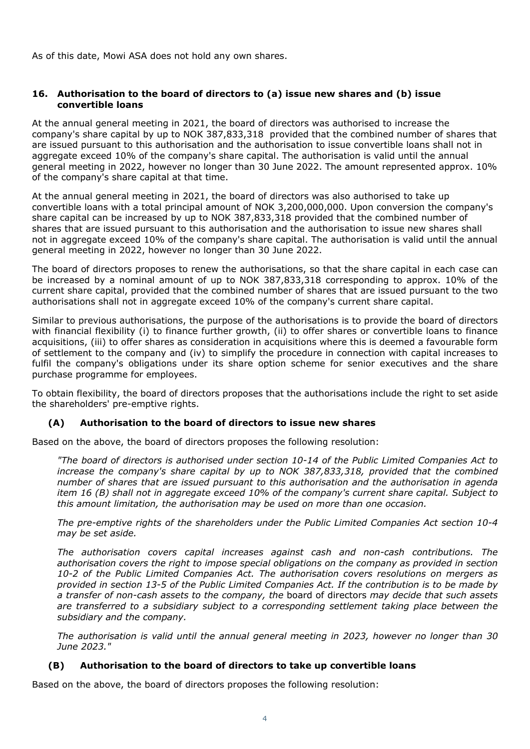As of this date, Mowi ASA does not hold any own shares.

## 16. Authorisation to the board of directors to (a) issue new shares and (b) issue convertible loans

At the annual general meeting in 2021, the board of directors was authorised to increase the company's share capital by up to NOK 387,833,318 provided that the combined number of shares that are issued pursuant to this authorisation and the authorisation to issue convertible loans shall not in aggregate exceed 10% of the company's share capital. The authorisation is valid until the annual general meeting in 2022, however no longer than 30 June 2022. The amount represented approx. 10% of the company's share capital at that time.

At the annual general meeting in 2021, the board of directors was also authorised to take up convertible loans with a total principal amount of NOK 3,200,000,000. Upon conversion the company's share capital can be increased by up to NOK 387,833,318 provided that the combined number of shares that are issued pursuant to this authorisation and the authorisation to issue new shares shall not in aggregate exceed 10% of the company's share capital. The authorisation is valid until the annual general meeting in 2022, however no longer than 30 June 2022.

The board of directors proposes to renew the authorisations, so that the share capital in each case can be increased by a nominal amount of up to NOK 387,833,318 corresponding to approx. 10% of the current share capital, provided that the combined number of shares that are issued pursuant to the two authorisations shall not in aggregate exceed 10% of the company's current share capital.

Similar to previous authorisations, the purpose of the authorisations is to provide the board of directors with financial flexibility (i) to finance further growth, (ii) to offer shares or convertible loans to finance acquisitions, (iii) to offer shares as consideration in acquisitions where this is deemed a favourable form of settlement to the company and (iv) to simplify the procedure in connection with capital increases to fulfil the company's obligations under its share option scheme for senior executives and the share purchase programme for employees.

To obtain flexibility, the board of directors proposes that the authorisations include the right to set aside the shareholders' pre-emptive rights.

### (A) Authorisation to the board of directors to issue new shares

Based on the above, the board of directors proposes the following resolution:

> *"The board of directors is authorised under section 10-14 of the Public Limited Companies Act to increase the company's share capital by up to NOK 387,833,318, provided that the combined number of shares that are issued pursuant to this authorisation and the authorisation in agenda item 16 (B) shall not in aggregate exceed 10% of the company's current share capital. Subject to this amount limitation, the authorisation may be used on more than one occasion.*
>
> *The pre-emptive rights of the shareholders under the Public Limited Companies Act section 10-4 may be set aside.*
>
> *The authorisation covers capital increases against cash and non-cash contributions. The authorisation covers the right to impose special obligations on the company as provided in section 10-2 of the Public Limited Companies Act. The authorisation covers resolutions on mergers as provided in section 13-5 of the Public Limited Companies Act. If the contribution is to be made by a transfer of non-cash assets to the company, the* board of directors *may decide that such assets are transferred to a subsidiary subject to a corresponding settlement taking place between the subsidiary and the company.*
>
> *The authorisation is valid until the annual general meeting in 2023, however no longer than 30 June 2023."*

### (B) Authorisation to the board of directors to take up convertible loans

Based on the above, the board of directors proposes the following resolution: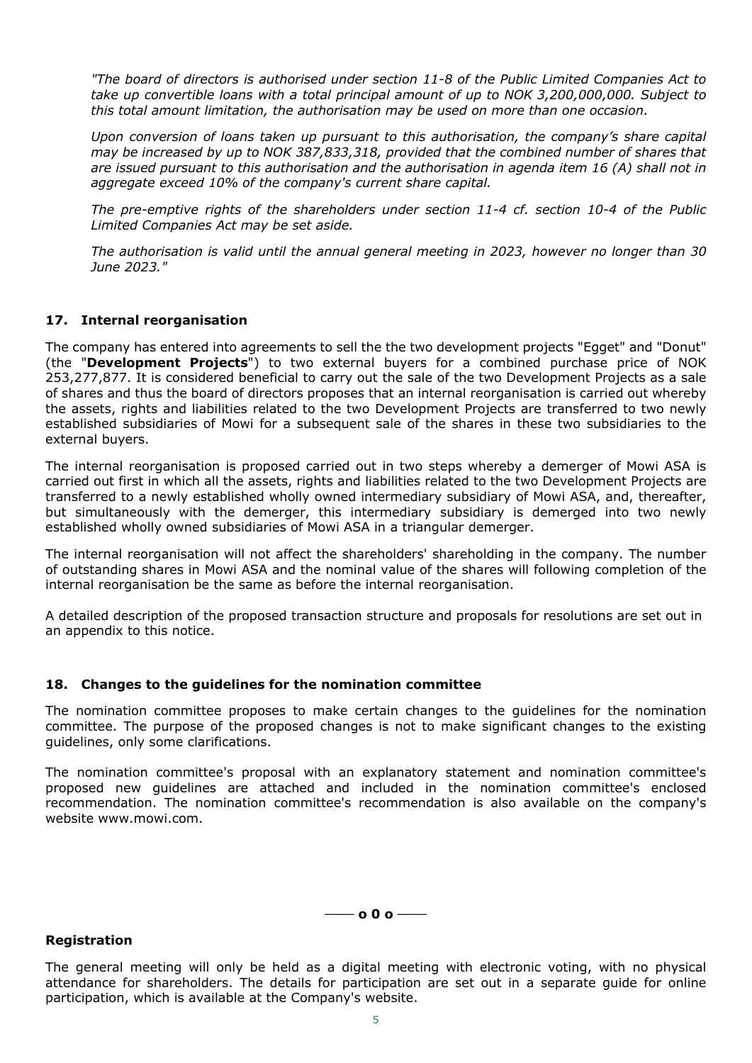*"The board of directors is authorised under section 11-8 of the Public Limited Companies Act to take up convertible loans with a total principal amount of up to NOK 3,200,000,000. Subject to this total amount limitation, the authorisation may be used on more than one occasion.*

*Upon conversion of loans taken up pursuant to this authorisation, the company's share capital may be increased by up to NOK 387,833,318, provided that the combined number of shares that are issued pursuant to this authorisation and the authorisation in agenda item 16 (A) shall not in aggregate exceed 10% of the company's current share capital.*

*The pre-emptive rights of the shareholders under section 11-4 cf. section 10-4 of the Public Limited Companies Act may be set aside.*

*The authorisation is valid until the annual general meeting in 2023, however no longer than 30 June 2023."*

## 17. Internal reorganisation

The company has entered into agreements to sell the the two development projects "Egget" and "Donut" (the "**Development Projects**") to two external buyers for a combined purchase price of NOK 253,277,877. It is considered beneficial to carry out the sale of the two Development Projects as a sale of shares and thus the board of directors proposes that an internal reorganisation is carried out whereby the assets, rights and liabilities related to the two Development Projects are transferred to two newly established subsidiaries of Mowi for a subsequent sale of the shares in these two subsidiaries to the external buyers.

The internal reorganisation is proposed carried out in two steps whereby a demerger of Mowi ASA is carried out first in which all the assets, rights and liabilities related to the two Development Projects are transferred to a newly established wholly owned intermediary subsidiary of Mowi ASA, and, thereafter, but simultaneously with the demerger, this intermediary subsidiary is demerged into two newly established wholly owned subsidiaries of Mowi ASA in a triangular demerger.

The internal reorganisation will not affect the shareholders' shareholding in the company. The number of outstanding shares in Mowi ASA and the nominal value of the shares will following completion of the internal reorganisation be the same as before the internal reorganisation.

A detailed description of the proposed transaction structure and proposals for resolutions are set out in an appendix to this notice.

## 18. Changes to the guidelines for the nomination committee

The nomination committee proposes to make certain changes to the guidelines for the nomination committee. The purpose of the proposed changes is not to make significant changes to the existing guidelines, only some clarifications.

The nomination committee's proposal with an explanatory statement and nomination committee's proposed new guidelines are attached and included in the nomination committee's enclosed recommendation. The nomination committee's recommendation is also available on the company's website www.mowi.com.

—— **o 0 o** ——

## Registration

The general meeting will only be held as a digital meeting with electronic voting, with no physical attendance for shareholders. The details for participation are set out in a separate guide for online participation, which is available at the Company's website.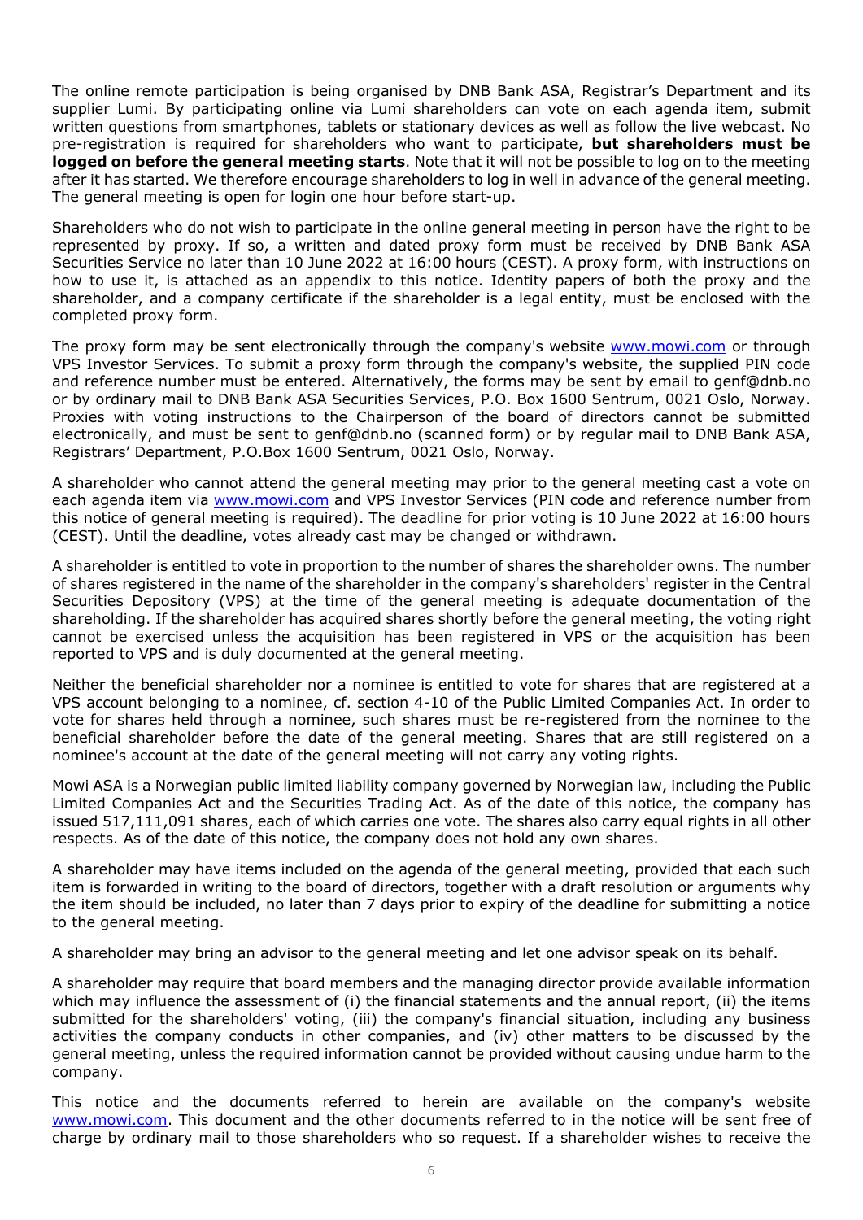The online remote participation is being organised by DNB Bank ASA, Registrar's Department and its supplier Lumi. By participating online via Lumi shareholders can vote on each agenda item, submit written questions from smartphones, tablets or stationary devices as well as follow the live webcast. No pre-registration is required for shareholders who want to participate, **but shareholders must be logged on before the general meeting starts**. Note that it will not be possible to log on to the meeting after it has started. We therefore encourage shareholders to log in well in advance of the general meeting. The general meeting is open for login one hour before start-up.

Shareholders who do not wish to participate in the online general meeting in person have the right to be represented by proxy. If so, a written and dated proxy form must be received by DNB Bank ASA Securities Service no later than 10 June 2022 at 16:00 hours (CEST). A proxy form, with instructions on how to use it, is attached as an appendix to this notice. Identity papers of both the proxy and the shareholder, and a company certificate if the shareholder is a legal entity, must be enclosed with the completed proxy form.

The proxy form may be sent electronically through the company's website [www.mowi.com](www.mowi.com) or through VPS Investor Services. To submit a proxy form through the company's website, the supplied PIN code and reference number must be entered. Alternatively, the forms may be sent by email to genf@dnb.no or by ordinary mail to DNB Bank ASA Securities Services, P.O. Box 1600 Sentrum, 0021 Oslo, Norway. Proxies with voting instructions to the Chairperson of the board of directors cannot be submitted electronically, and must be sent to genf@dnb.no (scanned form) or by regular mail to DNB Bank ASA, Registrars' Department, P.O.Box 1600 Sentrum, 0021 Oslo, Norway.

A shareholder who cannot attend the general meeting may prior to the general meeting cast a vote on each agenda item via [www.mowi.com](www.mowi.com) and VPS Investor Services (PIN code and reference number from this notice of general meeting is required). The deadline for prior voting is 10 June 2022 at 16:00 hours (CEST). Until the deadline, votes already cast may be changed or withdrawn.

A shareholder is entitled to vote in proportion to the number of shares the shareholder owns. The number of shares registered in the name of the shareholder in the company's shareholders' register in the Central Securities Depository (VPS) at the time of the general meeting is adequate documentation of the shareholding. If the shareholder has acquired shares shortly before the general meeting, the voting right cannot be exercised unless the acquisition has been registered in VPS or the acquisition has been reported to VPS and is duly documented at the general meeting.

Neither the beneficial shareholder nor a nominee is entitled to vote for shares that are registered at a VPS account belonging to a nominee, cf. section 4-10 of the Public Limited Companies Act. In order to vote for shares held through a nominee, such shares must be re-registered from the nominee to the beneficial shareholder before the date of the general meeting. Shares that are still registered on a nominee's account at the date of the general meeting will not carry any voting rights.

Mowi ASA is a Norwegian public limited liability company governed by Norwegian law, including the Public Limited Companies Act and the Securities Trading Act. As of the date of this notice, the company has issued 517,111,091 shares, each of which carries one vote. The shares also carry equal rights in all other respects. As of the date of this notice, the company does not hold any own shares.

A shareholder may have items included on the agenda of the general meeting, provided that each such item is forwarded in writing to the board of directors, together with a draft resolution or arguments why the item should be included, no later than 7 days prior to expiry of the deadline for submitting a notice to the general meeting.

A shareholder may bring an advisor to the general meeting and let one advisor speak on its behalf.

A shareholder may require that board members and the managing director provide available information which may influence the assessment of (i) the financial statements and the annual report, (ii) the items submitted for the shareholders' voting, (iii) the company's financial situation, including any business activities the company conducts in other companies, and (iv) other matters to be discussed by the general meeting, unless the required information cannot be provided without causing undue harm to the company.

This notice and the documents referred to herein are available on the company's website [www.mowi.com](www.mowi.com). This document and the other documents referred to in the notice will be sent free of charge by ordinary mail to those shareholders who so request. If a shareholder wishes to receive the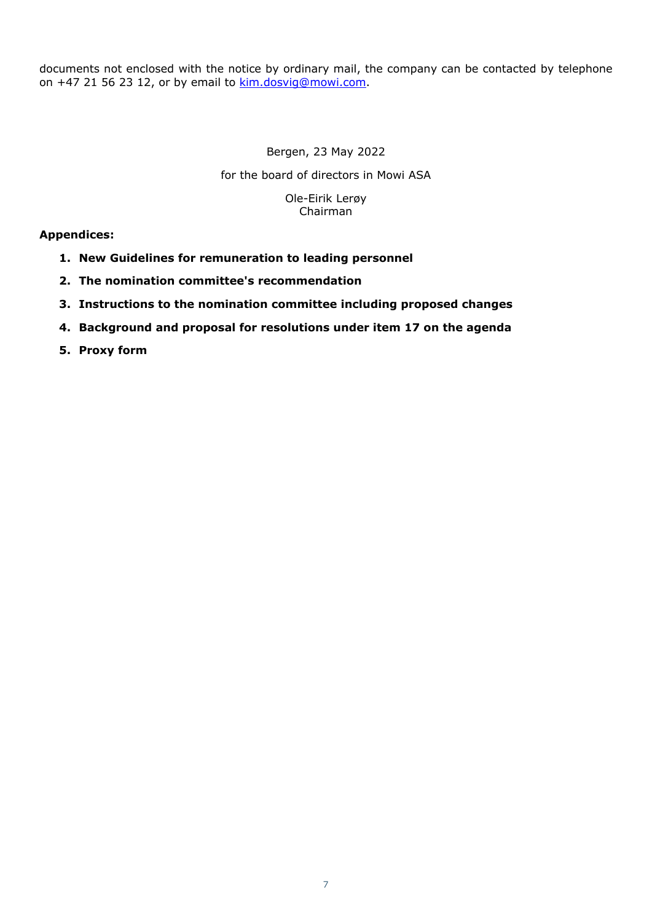documents not enclosed with the notice by ordinary mail, the company can be contacted by telephone on +47 21 56 23 12, or by email to kim.dosvig@mowi.com.

Bergen, 23 May 2022

for the board of directors in Mowi ASA

Ole-Eirik Lerøy
Chairman

**Appendices:**

1. **New Guidelines for remuneration to leading personnel**
2. **The nomination committee's recommendation**
3. **Instructions to the nomination committee including proposed changes**
4. **Background and proposal for resolutions under item 17 on the agenda**
5. **Proxy form**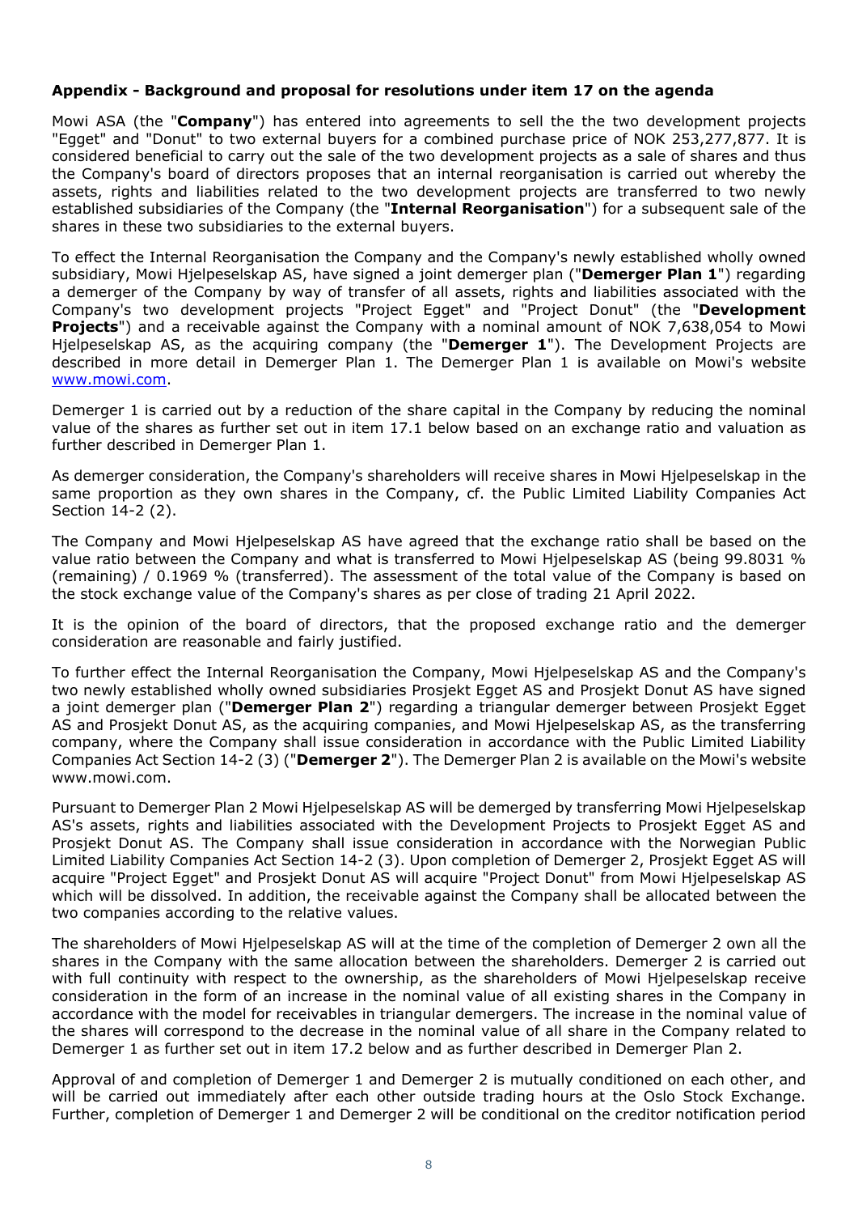**Appendix - Background and proposal for resolutions under item 17 on the agenda**

Mowi ASA (the "**Company**") has entered into agreements to sell the the two development projects "Egget" and "Donut" to two external buyers for a combined purchase price of NOK 253,277,877. It is considered beneficial to carry out the sale of the two development projects as a sale of shares and thus the Company's board of directors proposes that an internal reorganisation is carried out whereby the assets, rights and liabilities related to the two development projects are transferred to two newly established subsidiaries of the Company (the "**Internal Reorganisation**") for a subsequent sale of the shares in these two subsidiaries to the external buyers.

To effect the Internal Reorganisation the Company and the Company's newly established wholly owned subsidiary, Mowi Hjelpeselskap AS, have signed a joint demerger plan ("**Demerger Plan 1**") regarding a demerger of the Company by way of transfer of all assets, rights and liabilities associated with the Company's two development projects "Project Egget" and "Project Donut" (the "**Development Projects**") and a receivable against the Company with a nominal amount of NOK 7,638,054 to Mowi Hjelpeselskap AS, as the acquiring company (the "**Demerger 1**"). The Development Projects are described in more detail in Demerger Plan 1. The Demerger Plan 1 is available on Mowi's website www.mowi.com.

Demerger 1 is carried out by a reduction of the share capital in the Company by reducing the nominal value of the shares as further set out in item 17.1 below based on an exchange ratio and valuation as further described in Demerger Plan 1.

As demerger consideration, the Company's shareholders will receive shares in Mowi Hjelpeselskap in the same proportion as they own shares in the Company, cf. the Public Limited Liability Companies Act Section 14-2 (2).

The Company and Mowi Hjelpeselskap AS have agreed that the exchange ratio shall be based on the value ratio between the Company and what is transferred to Mowi Hjelpeselskap AS (being 99.8031 % (remaining) / 0.1969 % (transferred). The assessment of the total value of the Company is based on the stock exchange value of the Company's shares as per close of trading 21 April 2022.

It is the opinion of the board of directors, that the proposed exchange ratio and the demerger consideration are reasonable and fairly justified.

To further effect the Internal Reorganisation the Company, Mowi Hjelpeselskap AS and the Company's two newly established wholly owned subsidiaries Prosjekt Egget AS and Prosjekt Donut AS have signed a joint demerger plan ("**Demerger Plan 2**") regarding a triangular demerger between Prosjekt Egget AS and Prosjekt Donut AS, as the acquiring companies, and Mowi Hjelpeselskap AS, as the transferring company, where the Company shall issue consideration in accordance with the Public Limited Liability Companies Act Section 14-2 (3) ("**Demerger 2**"). The Demerger Plan 2 is available on the Mowi's website www.mowi.com.

Pursuant to Demerger Plan 2 Mowi Hjelpeselskap AS will be demerged by transferring Mowi Hjelpeselskap AS's assets, rights and liabilities associated with the Development Projects to Prosjekt Egget AS and Prosjekt Donut AS. The Company shall issue consideration in accordance with the Norwegian Public Limited Liability Companies Act Section 14-2 (3). Upon completion of Demerger 2, Prosjekt Egget AS will acquire "Project Egget" and Prosjekt Donut AS will acquire "Project Donut" from Mowi Hjelpeselskap AS which will be dissolved. In addition, the receivable against the Company shall be allocated between the two companies according to the relative values.

The shareholders of Mowi Hjelpeselskap AS will at the time of the completion of Demerger 2 own all the shares in the Company with the same allocation between the shareholders. Demerger 2 is carried out with full continuity with respect to the ownership, as the shareholders of Mowi Hjelpeselskap receive consideration in the form of an increase in the nominal value of all existing shares in the Company in accordance with the model for receivables in triangular demergers. The increase in the nominal value of the shares will correspond to the decrease in the nominal value of all share in the Company related to Demerger 1 as further set out in item 17.2 below and as further described in Demerger Plan 2.

Approval of and completion of Demerger 1 and Demerger 2 is mutually conditioned on each other, and will be carried out immediately after each other outside trading hours at the Oslo Stock Exchange. Further, completion of Demerger 1 and Demerger 2 will be conditional on the creditor notification period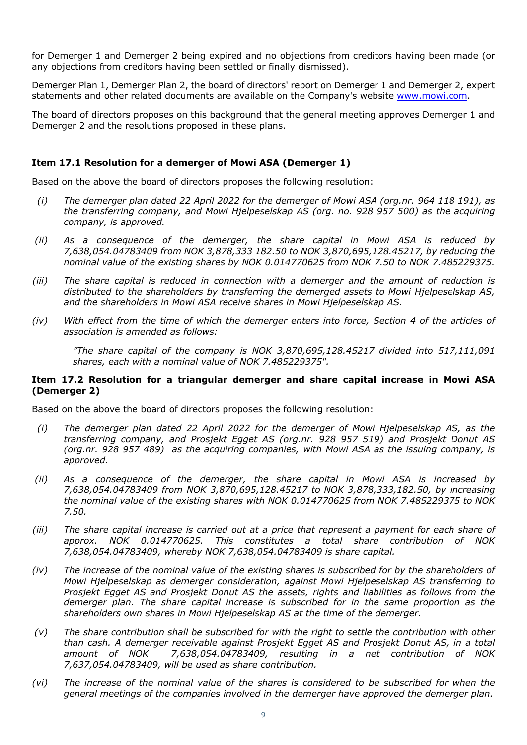for Demerger 1 and Demerger 2 being expired and no objections from creditors having been made (or any objections from creditors having been settled or finally dismissed).

Demerger Plan 1, Demerger Plan 2, the board of directors' report on Demerger 1 and Demerger 2, expert statements and other related documents are available on the Company's website www.mowi.com.

The board of directors proposes on this background that the general meeting approves Demerger 1 and Demerger 2 and the resolutions proposed in these plans.

### Item 17.1 Resolution for a demerger of Mowi ASA (Demerger 1)

Based on the above the board of directors proposes the following resolution:

(i) *The demerger plan dated 22 April 2022 for the demerger of Mowi ASA (org.nr. 964 118 191), as the transferring company, and Mowi Hjelpeselskap AS (org. no. 928 957 500) as the acquiring company, is approved.*

(ii) *As a consequence of the demerger, the share capital in Mowi ASA is reduced by 7,638,054.04783409 from NOK 3,878,333 182.50 to NOK 3,870,695,128.45217, by reducing the nominal value of the existing shares by NOK 0.014770625 from NOK 7.50 to NOK 7.485229375.*

(iii) *The share capital is reduced in connection with a demerger and the amount of reduction is distributed to the shareholders by transferring the demerged assets to Mowi Hjelpeselskap AS, and the shareholders in Mowi ASA receive shares in Mowi Hjelpeselskap AS.*

(iv) *With effect from the time of which the demerger enters into force, Section 4 of the articles of association is amended as follows:*

> *"The share capital of the company is NOK 3,870,695,128.45217 divided into 517,111,091 shares, each with a nominal value of NOK 7.485229375".*

### Item 17.2 Resolution for a triangular demerger and share capital increase in Mowi ASA (Demerger 2)

Based on the above the board of directors proposes the following resolution:

(i) *The demerger plan dated 22 April 2022 for the demerger of Mowi Hjelpeselskap AS, as the transferring company, and Prosjekt Egget AS (org.nr. 928 957 519) and Prosjekt Donut AS (org.nr. 928 957 489) as the acquiring companies, with Mowi ASA as the issuing company, is approved.*

(ii) *As a consequence of the demerger, the share capital in Mowi ASA is increased by 7,638,054.04783409 from NOK 3,870,695,128.45217 to NOK 3,878,333,182.50, by increasing the nominal value of the existing shares with NOK 0.014770625 from NOK 7.485229375 to NOK 7.50.*

(iii) *The share capital increase is carried out at a price that represent a payment for each share of approx. NOK 0.014770625. This constitutes a total share contribution of NOK 7,638,054.04783409, whereby NOK 7,638,054.04783409 is share capital.*

(iv) *The increase of the nominal value of the existing shares is subscribed for by the shareholders of Mowi Hjelpeselskap as demerger consideration, against Mowi Hjelpeselskap AS transferring to Prosjekt Egget AS and Prosjekt Donut AS the assets, rights and liabilities as follows from the demerger plan. The share capital increase is subscribed for in the same proportion as the shareholders own shares in Mowi Hjelpeselskap AS at the time of the demerger.*

(v) *The share contribution shall be subscribed for with the right to settle the contribution with other than cash. A demerger receivable against Prosjekt Egget AS and Prosjekt Donut AS, in a total amount of NOK 7,638,054.04783409, resulting in a net contribution of NOK 7,637,054.04783409, will be used as share contribution.*

(vi) *The increase of the nominal value of the shares is considered to be subscribed for when the general meetings of the companies involved in the demerger have approved the demerger plan.*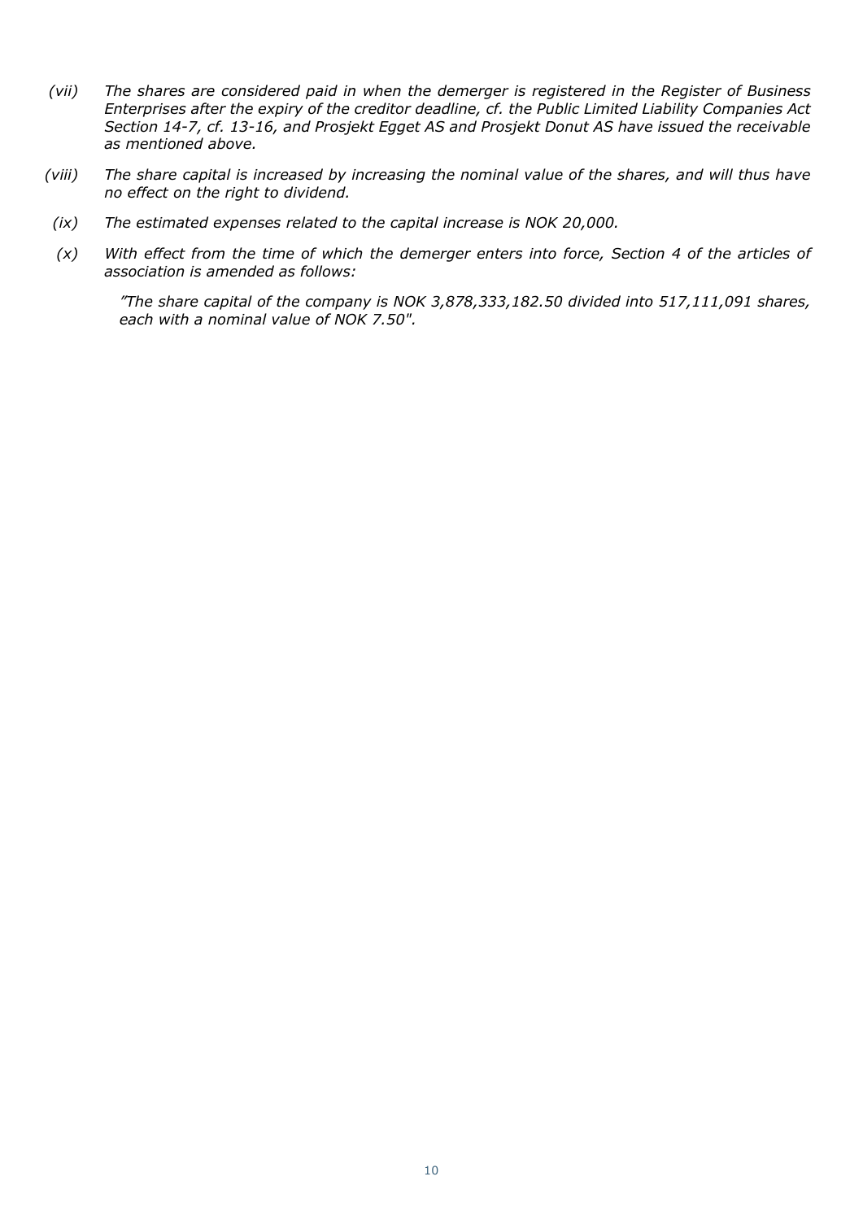*(vii)* *The shares are considered paid in when the demerger is registered in the Register of Business Enterprises after the expiry of the creditor deadline, cf. the Public Limited Liability Companies Act Section 14-7, cf. 13-16, and Prosjekt Egget AS and Prosjekt Donut AS have issued the receivable as mentioned above.*

*(viii)* *The share capital is increased by increasing the nominal value of the shares, and will thus have no effect on the right to dividend.*

*(ix)* *The estimated expenses related to the capital increase is NOK 20,000.*

*(x)* *With effect from the time of which the demerger enters into force, Section 4 of the articles of association is amended as follows:*

> *"The share capital of the company is NOK 3,878,333,182.50 divided into 517,111,091 shares, each with a nominal value of NOK 7.50".*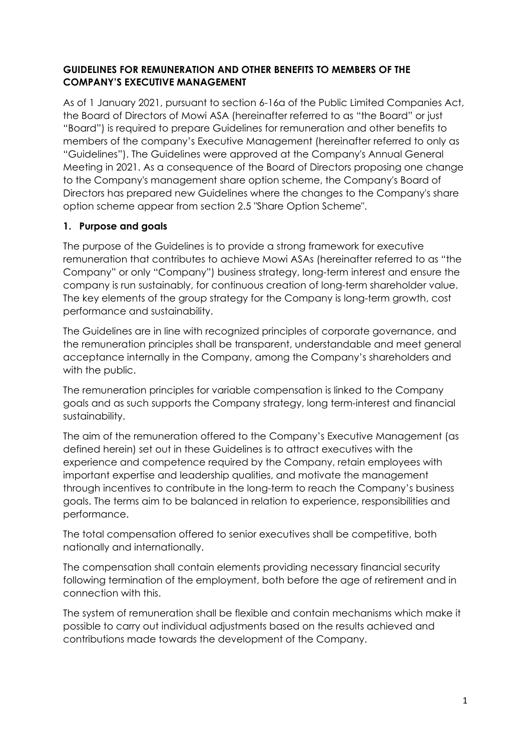**GUIDELINES FOR REMUNERATION AND OTHER BENEFITS TO MEMBERS OF THE COMPANY'S EXECUTIVE MANAGEMENT**

As of 1 January 2021, pursuant to section 6-16a of the Public Limited Companies Act, the Board of Directors of Mowi ASA (hereinafter referred to as "the Board" or just "Board") is required to prepare Guidelines for remuneration and other benefits to members of the company's Executive Management (hereinafter referred to only as "Guidelines"). The Guidelines were approved at the Company's Annual General Meeting in 2021. As a consequence of the Board of Directors proposing one change to the Company's management share option scheme, the Company's Board of Directors has prepared new Guidelines where the changes to the Company's share option scheme appear from section 2.5 "Share Option Scheme".

## 1. Purpose and goals

The purpose of the Guidelines is to provide a strong framework for executive remuneration that contributes to achieve Mowi ASAs (hereinafter referred to as "the Company" or only "Company") business strategy, long-term interest and ensure the company is run sustainably, for continuous creation of long-term shareholder value. The key elements of the group strategy for the Company is long-term growth, cost performance and sustainability.

The Guidelines are in line with recognized principles of corporate governance, and the remuneration principles shall be transparent, understandable and meet general acceptance internally in the Company, among the Company's shareholders and with the public.

The remuneration principles for variable compensation is linked to the Company goals and as such supports the Company strategy, long term-interest and financial sustainability.

The aim of the remuneration offered to the Company's Executive Management (as defined herein) set out in these Guidelines is to attract executives with the experience and competence required by the Company, retain employees with important expertise and leadership qualities, and motivate the management through incentives to contribute in the long-term to reach the Company's business goals. The terms aim to be balanced in relation to experience, responsibilities and performance.

The total compensation offered to senior executives shall be competitive, both nationally and internationally.

The compensation shall contain elements providing necessary financial security following termination of the employment, both before the age of retirement and in connection with this.

The system of remuneration shall be flexible and contain mechanisms which make it possible to carry out individual adjustments based on the results achieved and contributions made towards the development of the Company.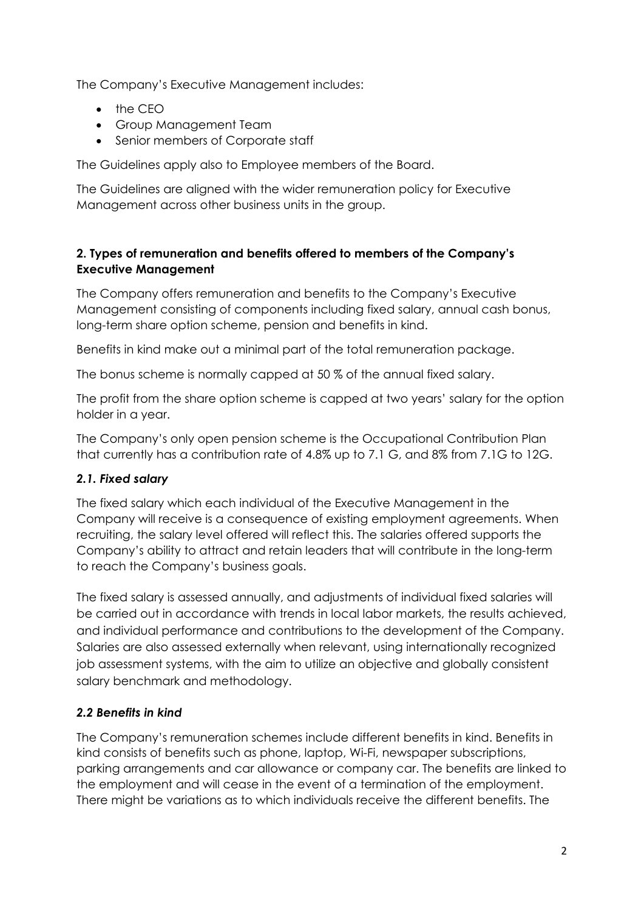The Company's Executive Management includes:

- the CEO
- Group Management Team
- Senior members of Corporate staff

The Guidelines apply also to Employee members of the Board.

The Guidelines are aligned with the wider remuneration policy for Executive Management across other business units in the group.

## 2. Types of remuneration and benefits offered to members of the Company's Executive Management

The Company offers remuneration and benefits to the Company's Executive Management consisting of components including fixed salary, annual cash bonus, long-term share option scheme, pension and benefits in kind.

Benefits in kind make out a minimal part of the total remuneration package.

The bonus scheme is normally capped at 50 % of the annual fixed salary.

The profit from the share option scheme is capped at two years' salary for the option holder in a year.

The Company's only open pension scheme is the Occupational Contribution Plan that currently has a contribution rate of 4.8% up to 7.1 G, and 8% from 7.1G to 12G.

### *2.1. Fixed salary*

The fixed salary which each individual of the Executive Management in the Company will receive is a consequence of existing employment agreements. When recruiting, the salary level offered will reflect this. The salaries offered supports the Company's ability to attract and retain leaders that will contribute in the long-term to reach the Company's business goals.

The fixed salary is assessed annually, and adjustments of individual fixed salaries will be carried out in accordance with trends in local labor markets, the results achieved, and individual performance and contributions to the development of the Company. Salaries are also assessed externally when relevant, using internationally recognized job assessment systems, with the aim to utilize an objective and globally consistent salary benchmark and methodology.

### *2.2 Benefits in kind*

The Company's remuneration schemes include different benefits in kind. Benefits in kind consists of benefits such as phone, laptop, Wi-Fi, newspaper subscriptions, parking arrangements and car allowance or company car. The benefits are linked to the employment and will cease in the event of a termination of the employment. There might be variations as to which individuals receive the different benefits. The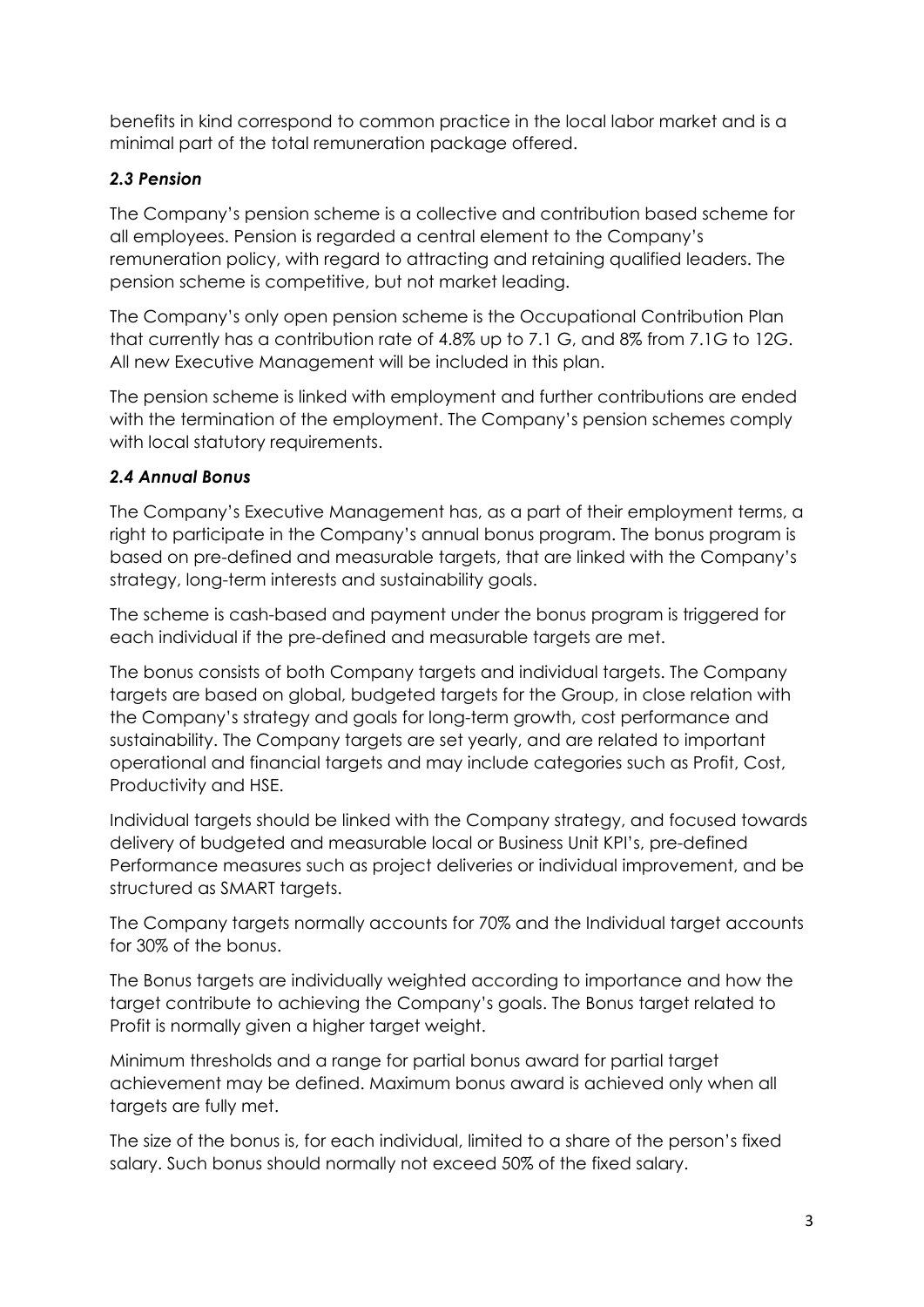benefits in kind correspond to common practice in the local labor market and is a minimal part of the total remuneration package offered.

### *2.3 Pension*

The Company's pension scheme is a collective and contribution based scheme for all employees. Pension is regarded a central element to the Company's remuneration policy, with regard to attracting and retaining qualified leaders. The pension scheme is competitive, but not market leading.

The Company's only open pension scheme is the Occupational Contribution Plan that currently has a contribution rate of 4.8% up to 7.1 G, and 8% from 7.1G to 12G. All new Executive Management will be included in this plan.

The pension scheme is linked with employment and further contributions are ended with the termination of the employment. The Company's pension schemes comply with local statutory requirements.

### *2.4 Annual Bonus*

The Company's Executive Management has, as a part of their employment terms, a right to participate in the Company's annual bonus program. The bonus program is based on pre-defined and measurable targets, that are linked with the Company's strategy, long-term interests and sustainability goals.

The scheme is cash-based and payment under the bonus program is triggered for each individual if the pre-defined and measurable targets are met.

The bonus consists of both Company targets and individual targets. The Company targets are based on global, budgeted targets for the Group, in close relation with the Company's strategy and goals for long-term growth, cost performance and sustainability. The Company targets are set yearly, and are related to important operational and financial targets and may include categories such as Profit, Cost, Productivity and HSE.

Individual targets should be linked with the Company strategy, and focused towards delivery of budgeted and measurable local or Business Unit KPI's, pre-defined Performance measures such as project deliveries or individual improvement, and be structured as SMART targets.

The Company targets normally accounts for 70% and the Individual target accounts for 30% of the bonus.

The Bonus targets are individually weighted according to importance and how the target contribute to achieving the Company's goals. The Bonus target related to Profit is normally given a higher target weight.

Minimum thresholds and a range for partial bonus award for partial target achievement may be defined. Maximum bonus award is achieved only when all targets are fully met.

The size of the bonus is, for each individual, limited to a share of the person's fixed salary. Such bonus should normally not exceed 50% of the fixed salary.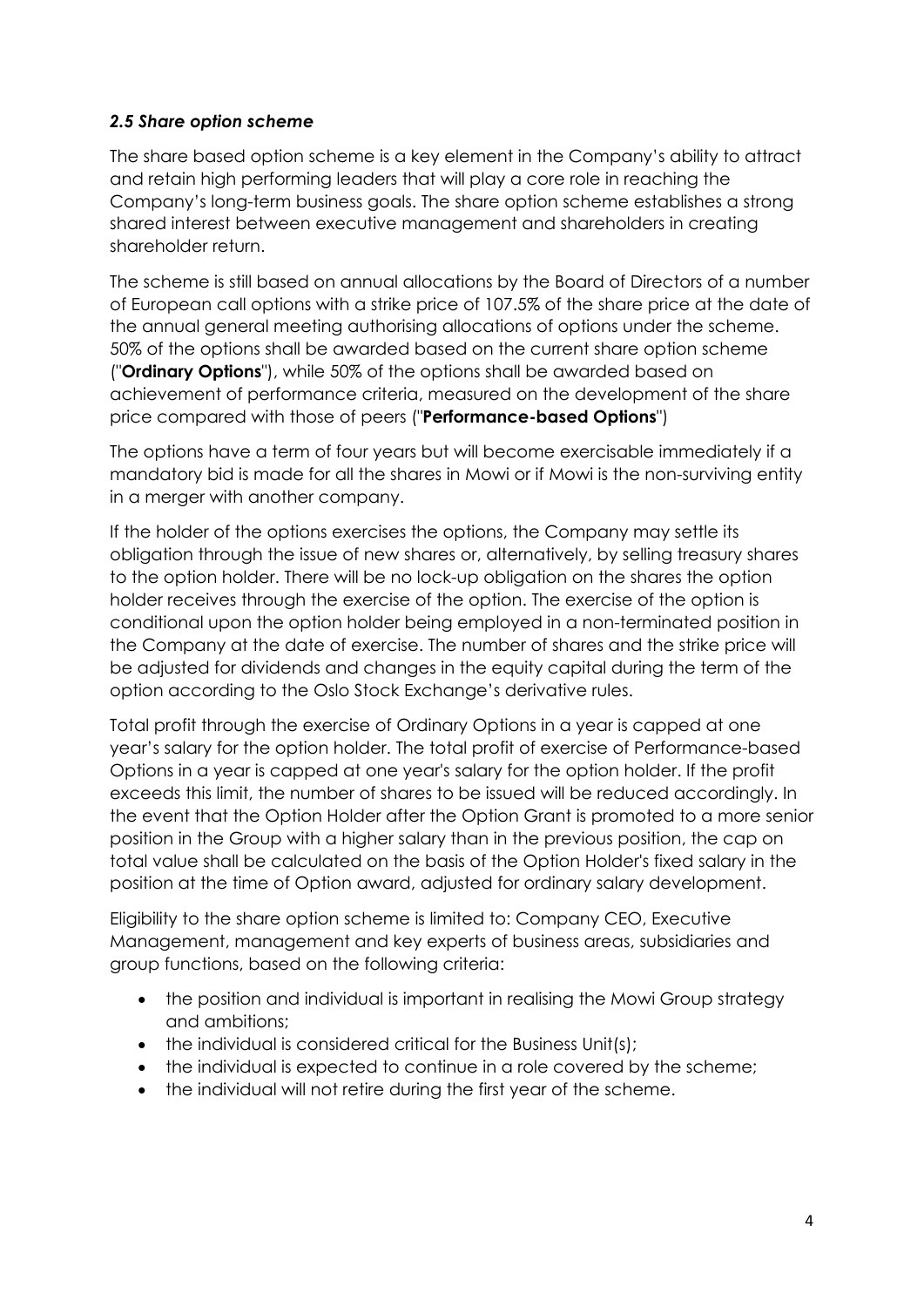### *2.5 Share option scheme*

The share based option scheme is a key element in the Company's ability to attract and retain high performing leaders that will play a core role in reaching the Company's long-term business goals. The share option scheme establishes a strong shared interest between executive management and shareholders in creating shareholder return.

The scheme is still based on annual allocations by the Board of Directors of a number of European call options with a strike price of 107.5% of the share price at the date of the annual general meeting authorising allocations of options under the scheme. 50% of the options shall be awarded based on the current share option scheme ("**Ordinary Options**"), while 50% of the options shall be awarded based on achievement of performance criteria, measured on the development of the share price compared with those of peers ("**Performance-based Options**")

The options have a term of four years but will become exercisable immediately if a mandatory bid is made for all the shares in Mowi or if Mowi is the non-surviving entity in a merger with another company.

If the holder of the options exercises the options, the Company may settle its obligation through the issue of new shares or, alternatively, by selling treasury shares to the option holder. There will be no lock-up obligation on the shares the option holder receives through the exercise of the option. The exercise of the option is conditional upon the option holder being employed in a non-terminated position in the Company at the date of exercise. The number of shares and the strike price will be adjusted for dividends and changes in the equity capital during the term of the option according to the Oslo Stock Exchange's derivative rules.

Total profit through the exercise of Ordinary Options in a year is capped at one year's salary for the option holder. The total profit of exercise of Performance-based Options in a year is capped at one year's salary for the option holder. If the profit exceeds this limit, the number of shares to be issued will be reduced accordingly. In the event that the Option Holder after the Option Grant is promoted to a more senior position in the Group with a higher salary than in the previous position, the cap on total value shall be calculated on the basis of the Option Holder's fixed salary in the position at the time of Option award, adjusted for ordinary salary development.

Eligibility to the share option scheme is limited to: Company CEO, Executive Management, management and key experts of business areas, subsidiaries and group functions, based on the following criteria:

- the position and individual is important in realising the Mowi Group strategy and ambitions;
- the individual is considered critical for the Business Unit(s);
- the individual is expected to continue in a role covered by the scheme;
- the individual will not retire during the first year of the scheme.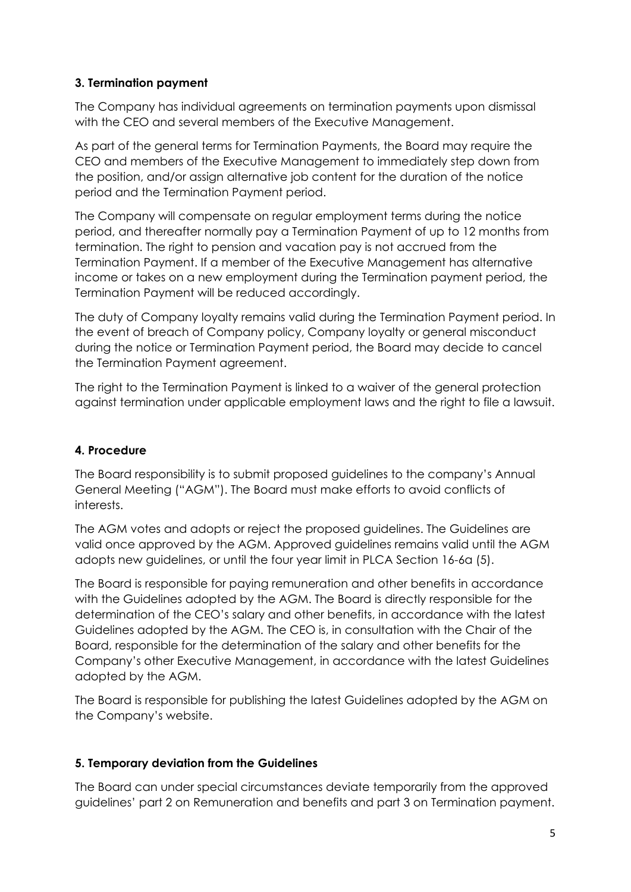### 3. Termination payment

The Company has individual agreements on termination payments upon dismissal with the CEO and several members of the Executive Management.

As part of the general terms for Termination Payments, the Board may require the CEO and members of the Executive Management to immediately step down from the position, and/or assign alternative job content for the duration of the notice period and the Termination Payment period.

The Company will compensate on regular employment terms during the notice period, and thereafter normally pay a Termination Payment of up to 12 months from termination. The right to pension and vacation pay is not accrued from the Termination Payment. If a member of the Executive Management has alternative income or takes on a new employment during the Termination payment period, the Termination Payment will be reduced accordingly.

The duty of Company loyalty remains valid during the Termination Payment period. In the event of breach of Company policy, Company loyalty or general misconduct during the notice or Termination Payment period, the Board may decide to cancel the Termination Payment agreement.

The right to the Termination Payment is linked to a waiver of the general protection against termination under applicable employment laws and the right to file a lawsuit.

### 4. Procedure

The Board responsibility is to submit proposed guidelines to the company's Annual General Meeting ("AGM"). The Board must make efforts to avoid conflicts of interests.

The AGM votes and adopts or reject the proposed guidelines. The Guidelines are valid once approved by the AGM. Approved guidelines remains valid until the AGM adopts new guidelines, or until the four year limit in PLCA Section 16-6a (5).

The Board is responsible for paying remuneration and other benefits in accordance with the Guidelines adopted by the AGM. The Board is directly responsible for the determination of the CEO's salary and other benefits, in accordance with the latest Guidelines adopted by the AGM. The CEO is, in consultation with the Chair of the Board, responsible for the determination of the salary and other benefits for the Company's other Executive Management, in accordance with the latest Guidelines adopted by the AGM.

The Board is responsible for publishing the latest Guidelines adopted by the AGM on the Company's website.

### 5. Temporary deviation from the Guidelines

The Board can under special circumstances deviate temporarily from the approved guidelines' part 2 on Remuneration and benefits and part 3 on Termination payment.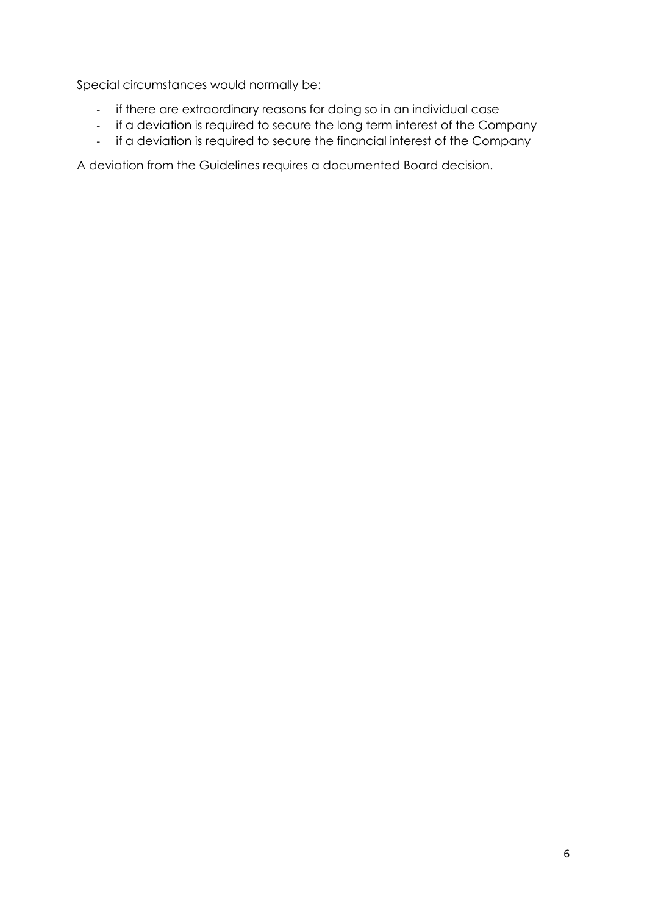Special circumstances would normally be:

- if there are extraordinary reasons for doing so in an individual case
- if a deviation is required to secure the long term interest of the Company
- if a deviation is required to secure the financial interest of the Company

A deviation from the Guidelines requires a documented Board decision.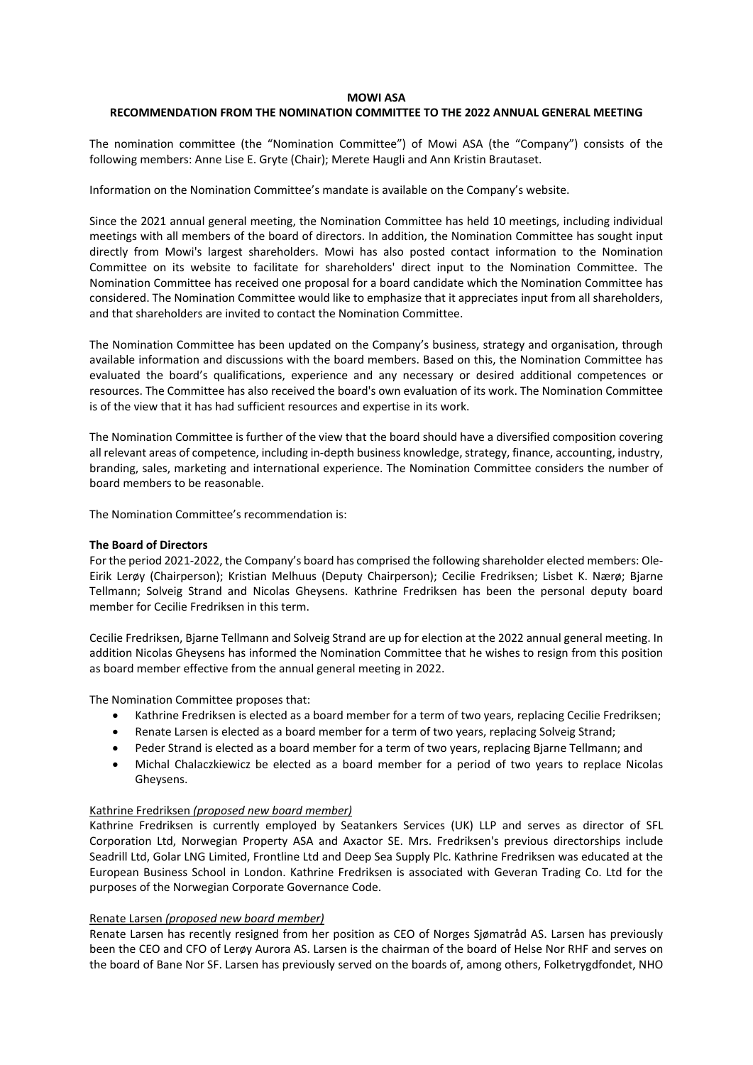**MOWI ASA**

**RECOMMENDATION FROM THE NOMINATION COMMITTEE TO THE 2022 ANNUAL GENERAL MEETING**

The nomination committee (the "Nomination Committee") of Mowi ASA (the "Company") consists of the following members: Anne Lise E. Gryte (Chair); Merete Haugli and Ann Kristin Brautaset.

Information on the Nomination Committee's mandate is available on the Company's website.

Since the 2021 annual general meeting, the Nomination Committee has held 10 meetings, including individual meetings with all members of the board of directors. In addition, the Nomination Committee has sought input directly from Mowi's largest shareholders. Mowi has also posted contact information to the Nomination Committee on its website to facilitate for shareholders' direct input to the Nomination Committee. The Nomination Committee has received one proposal for a board candidate which the Nomination Committee has considered. The Nomination Committee would like to emphasize that it appreciates input from all shareholders, and that shareholders are invited to contact the Nomination Committee.

The Nomination Committee has been updated on the Company's business, strategy and organisation, through available information and discussions with the board members. Based on this, the Nomination Committee has evaluated the board's qualifications, experience and any necessary or desired additional competences or resources. The Committee has also received the board's own evaluation of its work. The Nomination Committee is of the view that it has had sufficient resources and expertise in its work.

The Nomination Committee is further of the view that the board should have a diversified composition covering all relevant areas of competence, including in-depth business knowledge, strategy, finance, accounting, industry, branding, sales, marketing and international experience. The Nomination Committee considers the number of board members to be reasonable.

The Nomination Committee's recommendation is:

**The Board of Directors**

For the period 2021-2022, the Company's board has comprised the following shareholder elected members: Ole-Eirik Lerøy (Chairperson); Kristian Melhuus (Deputy Chairperson); Cecilie Fredriksen; Lisbet K. Nærø; Bjarne Tellmann; Solveig Strand and Nicolas Gheysens. Kathrine Fredriksen has been the personal deputy board member for Cecilie Fredriksen in this term.

Cecilie Fredriksen, Bjarne Tellmann and Solveig Strand are up for election at the 2022 annual general meeting. In addition Nicolas Gheysens has informed the Nomination Committee that he wishes to resign from this position as board member effective from the annual general meeting in 2022.

The Nomination Committee proposes that:

- Kathrine Fredriksen is elected as a board member for a term of two years, replacing Cecilie Fredriksen;
- Renate Larsen is elected as a board member for a term of two years, replacing Solveig Strand;
- Peder Strand is elected as a board member for a term of two years, replacing Bjarne Tellmann; and
- Michal Chalaczkiewicz be elected as a board member for a period of two years to replace Nicolas Gheysens.

Kathrine Fredriksen *(proposed new board member)*

Kathrine Fredriksen is currently employed by Seatankers Services (UK) LLP and serves as director of SFL Corporation Ltd, Norwegian Property ASA and Axactor SE. Mrs. Fredriksen's previous directorships include Seadrill Ltd, Golar LNG Limited, Frontline Ltd and Deep Sea Supply Plc. Kathrine Fredriksen was educated at the European Business School in London. Kathrine Fredriksen is associated with Geveran Trading Co. Ltd for the purposes of the Norwegian Corporate Governance Code.

Renate Larsen *(proposed new board member)*

Renate Larsen has recently resigned from her position as CEO of Norges Sjømatråd AS. Larsen has previously been the CEO and CFO of Lerøy Aurora AS. Larsen is the chairman of the board of Helse Nor RHF and serves on the board of Bane Nor SF. Larsen has previously served on the boards of, among others, Folketrygdfondet, NHO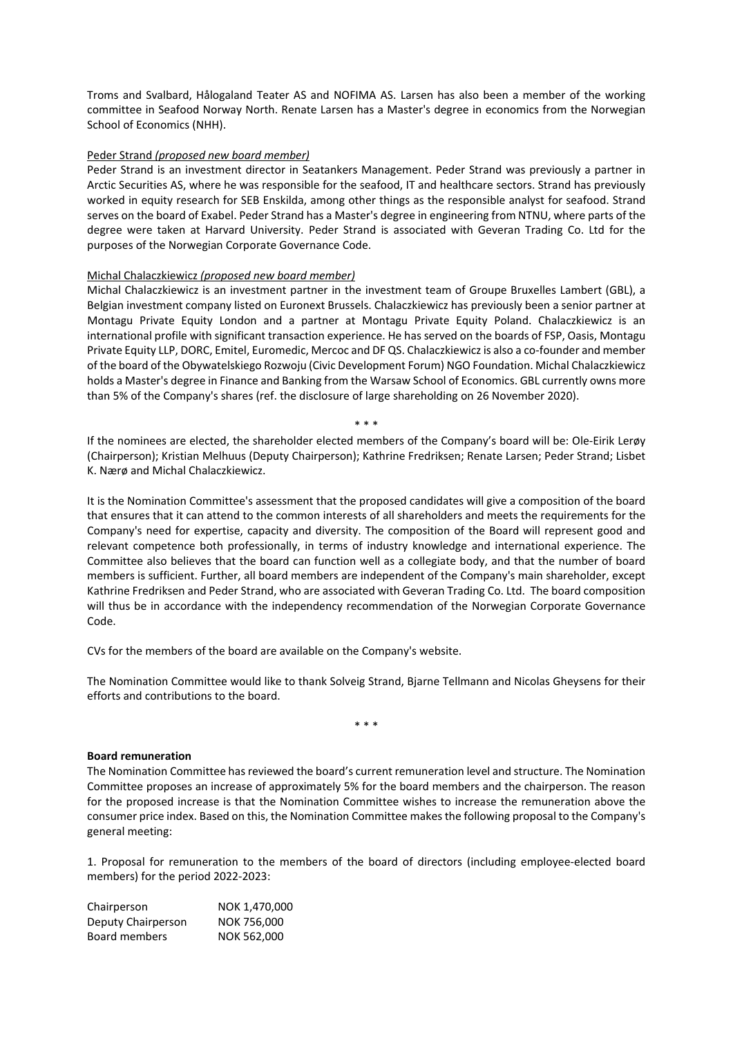Troms and Svalbard, Hålogaland Teater AS and NOFIMA AS. Larsen has also been a member of the working committee in Seafood Norway North. Renate Larsen has a Master's degree in economics from the Norwegian School of Economics (NHH).

Peder Strand *(proposed new board member)*
Peder Strand is an investment director in Seatankers Management. Peder Strand was previously a partner in Arctic Securities AS, where he was responsible for the seafood, IT and healthcare sectors. Strand has previously worked in equity research for SEB Enskilda, among other things as the responsible analyst for seafood. Strand serves on the board of Exabel. Peder Strand has a Master's degree in engineering from NTNU, where parts of the degree were taken at Harvard University. Peder Strand is associated with Geveran Trading Co. Ltd for the purposes of the Norwegian Corporate Governance Code.

Michal Chalaczkiewicz *(proposed new board member)*
Michal Chalaczkiewicz is an investment partner in the investment team of Groupe Bruxelles Lambert (GBL), a Belgian investment company listed on Euronext Brussels. Chalaczkiewicz has previously been a senior partner at Montagu Private Equity London and a partner at Montagu Private Equity Poland. Chalaczkiewicz is an international profile with significant transaction experience. He has served on the boards of FSP, Oasis, Montagu Private Equity LLP, DORC, Emitel, Euromedic, Mercoc and DF QS. Chalaczkiewicz is also a co-founder and member of the board of the Obywatelskiego Rozwoju (Civic Development Forum) NGO Foundation. Michal Chalaczkiewicz holds a Master's degree in Finance and Banking from the Warsaw School of Economics. GBL currently owns more than 5% of the Company's shares (ref. the disclosure of large shareholding on 26 November 2020).

\* \* \*

If the nominees are elected, the shareholder elected members of the Company's board will be: Ole-Eirik Lerøy (Chairperson); Kristian Melhuus (Deputy Chairperson); Kathrine Fredriksen; Renate Larsen; Peder Strand; Lisbet K. Nærø and Michal Chalaczkiewicz.

It is the Nomination Committee's assessment that the proposed candidates will give a composition of the board that ensures that it can attend to the common interests of all shareholders and meets the requirements for the Company's need for expertise, capacity and diversity. The composition of the Board will represent good and relevant competence both professionally, in terms of industry knowledge and international experience. The Committee also believes that the board can function well as a collegiate body, and that the number of board members is sufficient. Further, all board members are independent of the Company's main shareholder, except Kathrine Fredriksen and Peder Strand, who are associated with Geveran Trading Co. Ltd. The board composition will thus be in accordance with the independency recommendation of the Norwegian Corporate Governance Code.

CVs for the members of the board are available on the Company's website.

The Nomination Committee would like to thank Solveig Strand, Bjarne Tellmann and Nicolas Gheysens for their efforts and contributions to the board.

\* \* \*

**Board remuneration**
The Nomination Committee has reviewed the board's current remuneration level and structure. The Nomination Committee proposes an increase of approximately 5% for the board members and the chairperson. The reason for the proposed increase is that the Nomination Committee wishes to increase the remuneration above the consumer price index. Based on this, the Nomination Committee makes the following proposal to the Company's general meeting:

1. Proposal for remuneration to the members of the board of directors (including employee-elected board members) for the period 2022-2023:

| | |
|---|---|
| Chairperson | NOK 1,470,000 |
| Deputy Chairperson | NOK 756,000 |
| Board members | NOK 562,000 |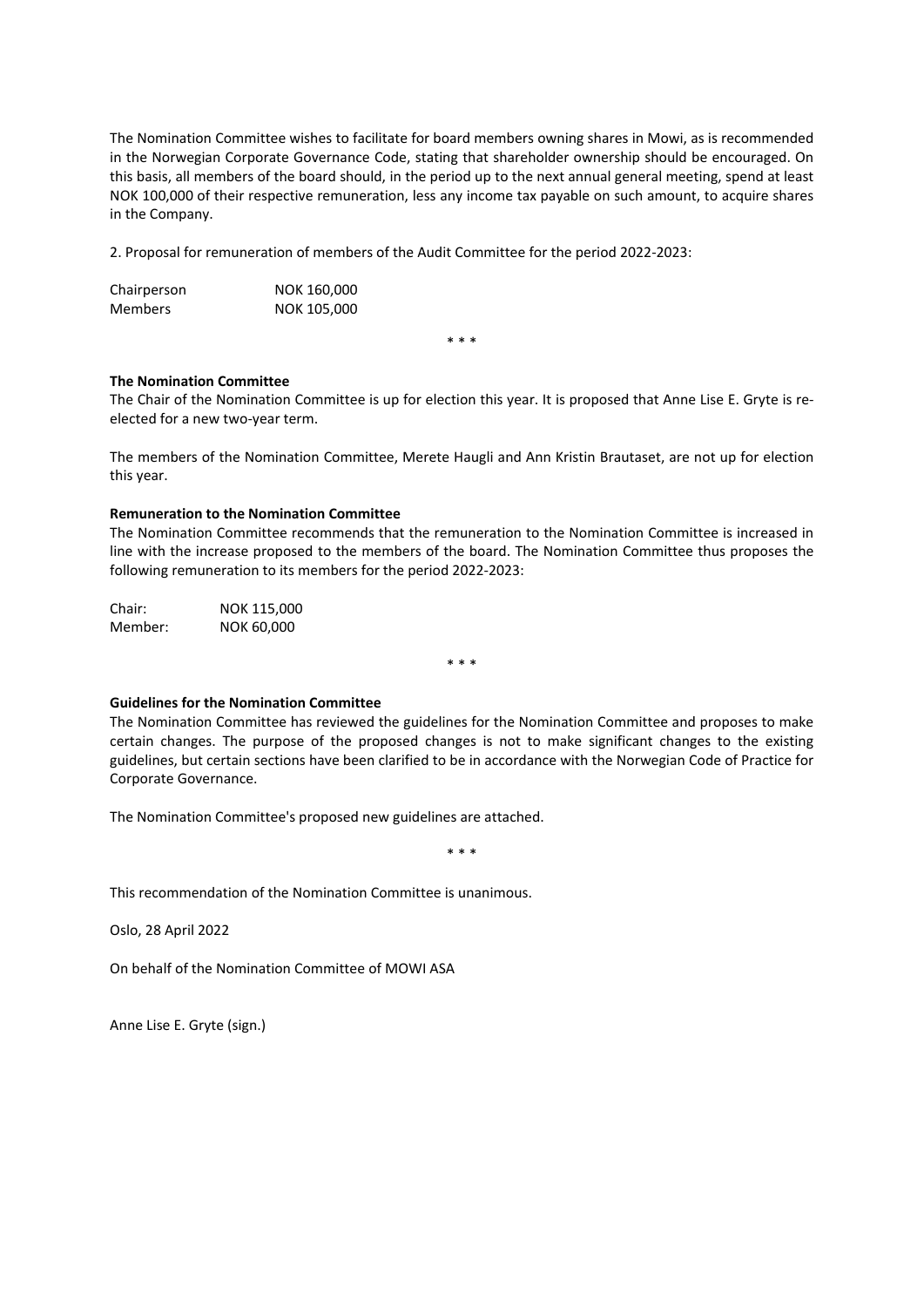The Nomination Committee wishes to facilitate for board members owning shares in Mowi, as is recommended in the Norwegian Corporate Governance Code, stating that shareholder ownership should be encouraged. On this basis, all members of the board should, in the period up to the next annual general meeting, spend at least NOK 100,000 of their respective remuneration, less any income tax payable on such amount, to acquire shares in the Company.

2. Proposal for remuneration of members of the Audit Committee for the period 2022-2023:

| | |
|---|---|
| Chairperson | NOK 160,000 |
| Members | NOK 105,000 |

\* \* \*

**The Nomination Committee**

The Chair of the Nomination Committee is up for election this year. It is proposed that Anne Lise E. Gryte is re-elected for a new two-year term.

The members of the Nomination Committee, Merete Haugli and Ann Kristin Brautaset, are not up for election this year.

**Remuneration to the Nomination Committee**

The Nomination Committee recommends that the remuneration to the Nomination Committee is increased in line with the increase proposed to the members of the board. The Nomination Committee thus proposes the following remuneration to its members for the period 2022-2023:

| | |
|---|---|
| Chair: | NOK 115,000 |
| Member: | NOK 60,000 |

\* \* \*

**Guidelines for the Nomination Committee**

The Nomination Committee has reviewed the guidelines for the Nomination Committee and proposes to make certain changes. The purpose of the proposed changes is not to make significant changes to the existing guidelines, but certain sections have been clarified to be in accordance with the Norwegian Code of Practice for Corporate Governance.

The Nomination Committee's proposed new guidelines are attached.

\* \* \*

This recommendation of the Nomination Committee is unanimous.

Oslo, 28 April 2022

On behalf of the Nomination Committee of MOWI ASA

Anne Lise E. Gryte (sign.)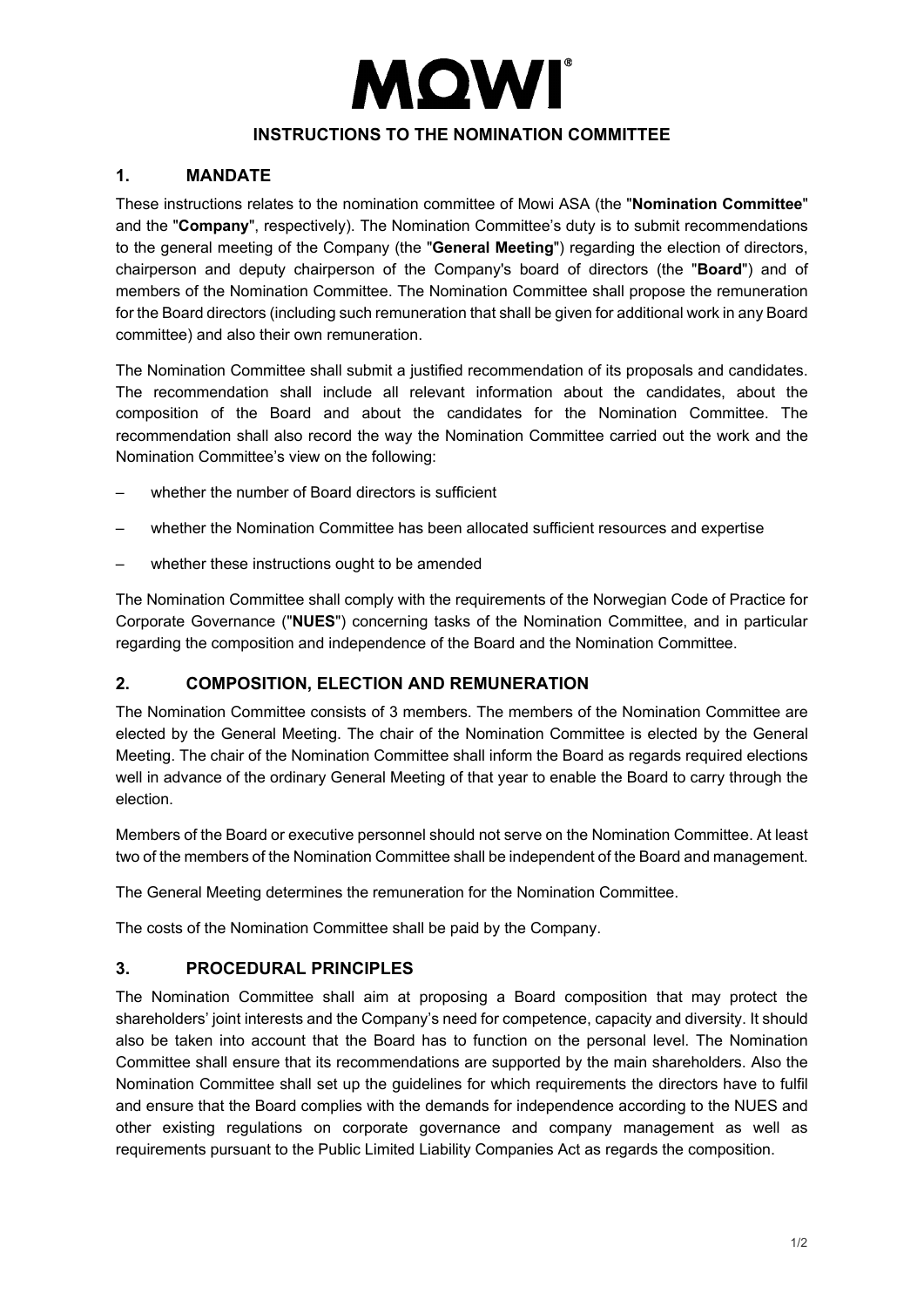# MOWI®

## INSTRUCTIONS TO THE NOMINATION COMMITTEE

### 1. MANDATE

These instructions relates to the nomination committee of Mowi ASA (the "**Nomination Committee**" and the "**Company**", respectively). The Nomination Committee's duty is to submit recommendations to the general meeting of the Company (the "**General Meeting**") regarding the election of directors, chairperson and deputy chairperson of the Company's board of directors (the "**Board**") and of members of the Nomination Committee. The Nomination Committee shall propose the remuneration for the Board directors (including such remuneration that shall be given for additional work in any Board committee) and also their own remuneration.

The Nomination Committee shall submit a justified recommendation of its proposals and candidates. The recommendation shall include all relevant information about the candidates, about the composition of the Board and about the candidates for the Nomination Committee. The recommendation shall also record the way the Nomination Committee carried out the work and the Nomination Committee's view on the following:

– whether the number of Board directors is sufficient

– whether the Nomination Committee has been allocated sufficient resources and expertise

– whether these instructions ought to be amended

The Nomination Committee shall comply with the requirements of the Norwegian Code of Practice for Corporate Governance ("**NUES**") concerning tasks of the Nomination Committee, and in particular regarding the composition and independence of the Board and the Nomination Committee.

### 2. COMPOSITION, ELECTION AND REMUNERATION

The Nomination Committee consists of 3 members. The members of the Nomination Committee are elected by the General Meeting. The chair of the Nomination Committee is elected by the General Meeting. The chair of the Nomination Committee shall inform the Board as regards required elections well in advance of the ordinary General Meeting of that year to enable the Board to carry through the election.

Members of the Board or executive personnel should not serve on the Nomination Committee. At least two of the members of the Nomination Committee shall be independent of the Board and management.

The General Meeting determines the remuneration for the Nomination Committee.

The costs of the Nomination Committee shall be paid by the Company.

### 3. PROCEDURAL PRINCIPLES

The Nomination Committee shall aim at proposing a Board composition that may protect the shareholders' joint interests and the Company's need for competence, capacity and diversity. It should also be taken into account that the Board has to function on the personal level. The Nomination Committee shall ensure that its recommendations are supported by the main shareholders. Also the Nomination Committee shall set up the guidelines for which requirements the directors have to fulfil and ensure that the Board complies with the demands for independence according to the NUES and other existing regulations on corporate governance and company management as well as requirements pursuant to the Public Limited Liability Companies Act as regards the composition.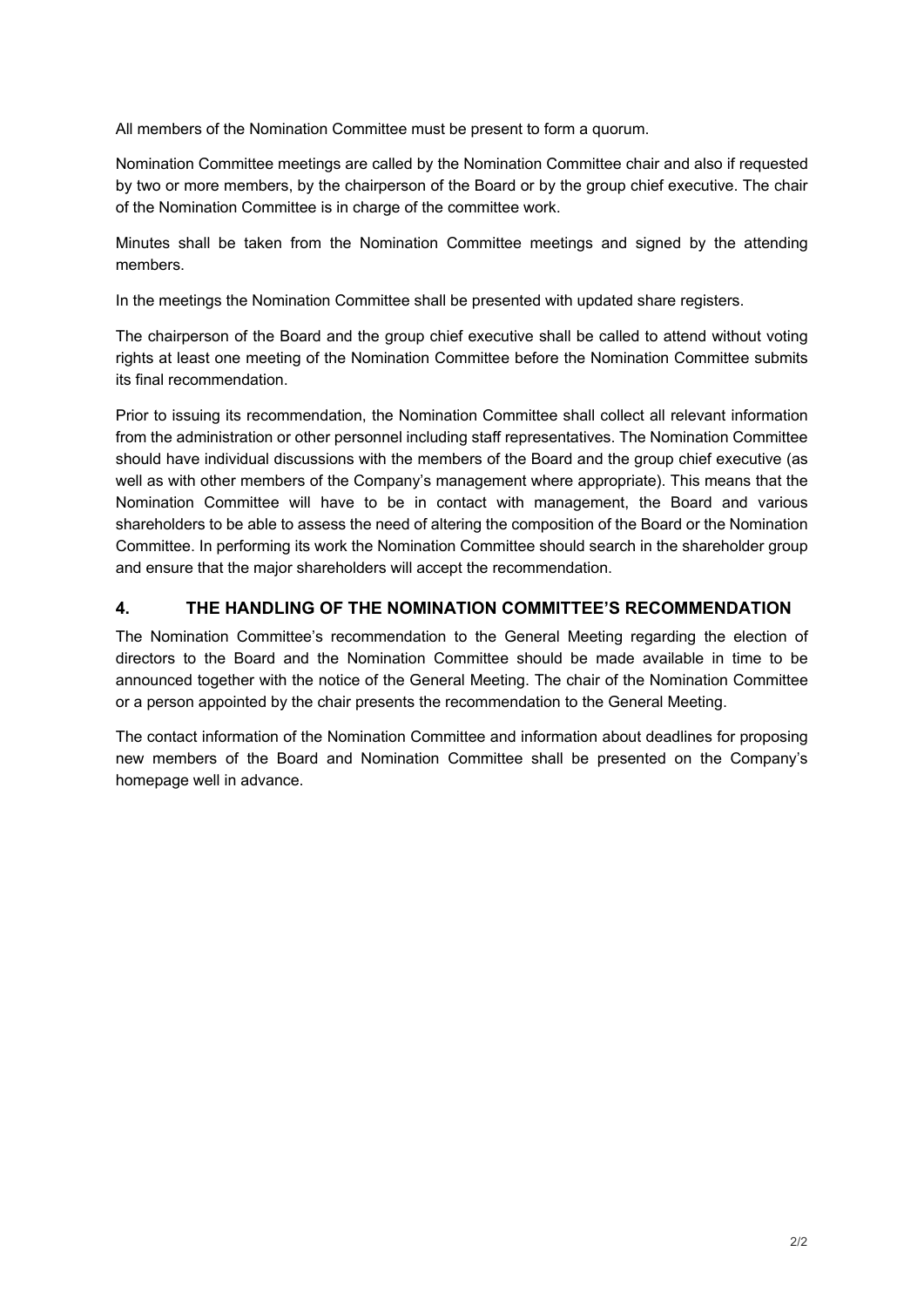All members of the Nomination Committee must be present to form a quorum.

Nomination Committee meetings are called by the Nomination Committee chair and also if requested by two or more members, by the chairperson of the Board or by the group chief executive. The chair of the Nomination Committee is in charge of the committee work.

Minutes shall be taken from the Nomination Committee meetings and signed by the attending members.

In the meetings the Nomination Committee shall be presented with updated share registers.

The chairperson of the Board and the group chief executive shall be called to attend without voting rights at least one meeting of the Nomination Committee before the Nomination Committee submits its final recommendation.

Prior to issuing its recommendation, the Nomination Committee shall collect all relevant information from the administration or other personnel including staff representatives. The Nomination Committee should have individual discussions with the members of the Board and the group chief executive (as well as with other members of the Company's management where appropriate). This means that the Nomination Committee will have to be in contact with management, the Board and various shareholders to be able to assess the need of altering the composition of the Board or the Nomination Committee. In performing its work the Nomination Committee should search in the shareholder group and ensure that the major shareholders will accept the recommendation.

## 4. THE HANDLING OF THE NOMINATION COMMITTEE'S RECOMMENDATION

The Nomination Committee's recommendation to the General Meeting regarding the election of directors to the Board and the Nomination Committee should be made available in time to be announced together with the notice of the General Meeting. The chair of the Nomination Committee or a person appointed by the chair presents the recommendation to the General Meeting.

The contact information of the Nomination Committee and information about deadlines for proposing new members of the Board and Nomination Committee shall be presented on the Company's homepage well in advance.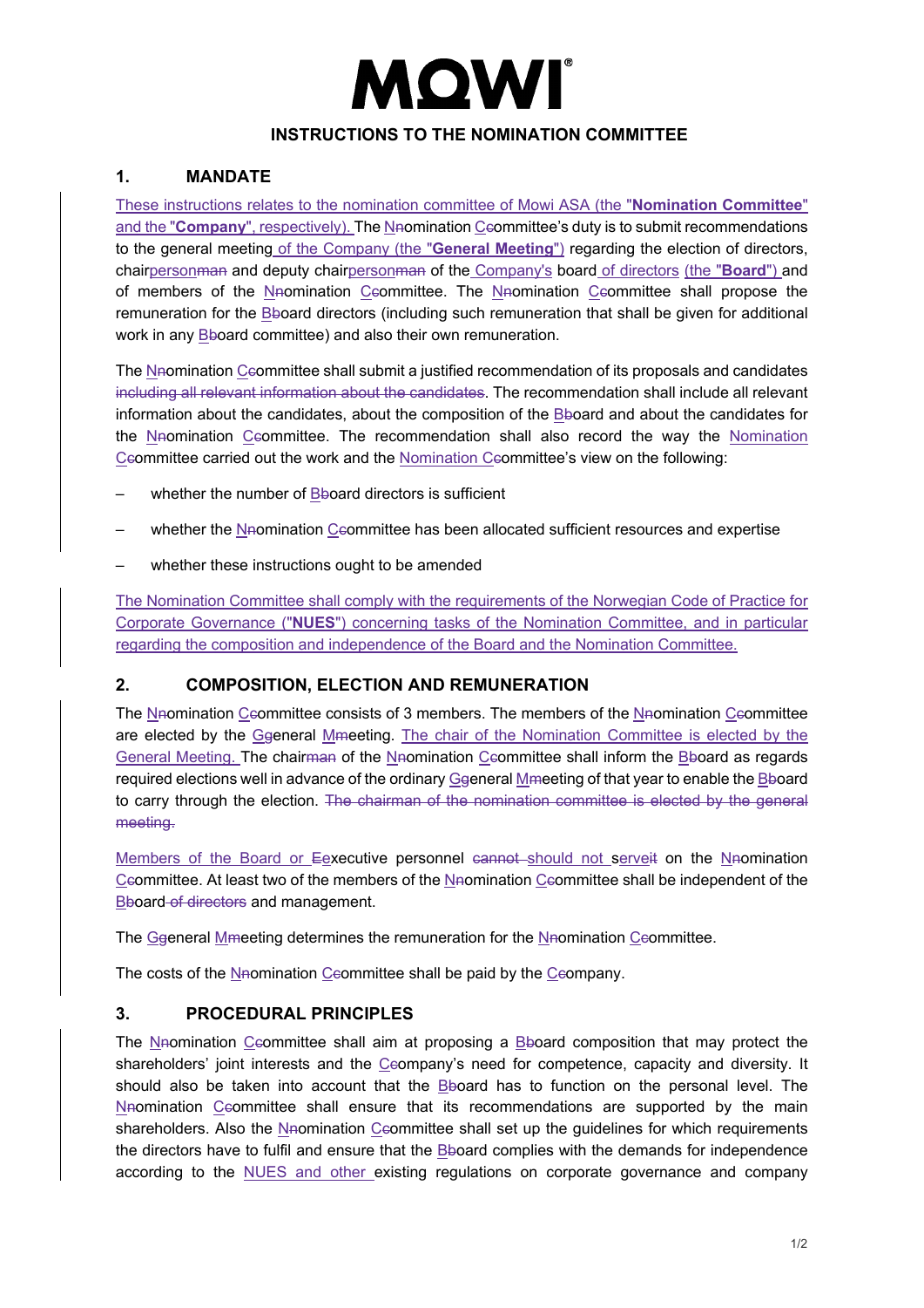# INSTRUCTIONS TO THE NOMINATION COMMITTEE

## 1. MANDATE

These instructions relates to the nomination committee of Mowi ASA (the "**Nomination Committee**" and the "**Company**", respectively). The Nomination Committee's duty is to submit recommendations to the general meeting of the Company (the "**General Meeting**") regarding the election of directors, chairperson and deputy chairperson of the Company's board of directors (the "**Board**") and of members of the Nomination Committee. The Nomination Committee shall propose the remuneration for the Board directors (including such remuneration that shall be given for additional work in any Board committee) and also their own remuneration.

The Nomination Committee shall submit a justified recommendation of its proposals and candidates ~~including all relevant information about the candidates~~. The recommendation shall include all relevant information about the candidates, about the composition of the Board and about the candidates for the Nomination Committee. The recommendation shall also record the way the Nomination Committee carried out the work and the Nomination Committee's view on the following:

- whether the number of Board directors is sufficient
- whether the Nomination Committee has been allocated sufficient resources and expertise
- whether these instructions ought to be amended

The Nomination Committee shall comply with the requirements of the Norwegian Code of Practice for Corporate Governance ("**NUES**") concerning tasks of the Nomination Committee, and in particular regarding the composition and independence of the Board and the Nomination Committee.

## 2. COMPOSITION, ELECTION AND REMUNERATION

The Nomination Committee consists of 3 members. The members of the Nomination Committee are elected by the General Meeting. The chair of the Nomination Committee is elected by the General Meeting. The chairman of the Nomination Committee shall inform the Board as regards required elections well in advance of the ordinary General Meeting of that year to enable the Board to carry through the election. ~~The chairman of the nomination committee is elected by the general meeting.~~

Members of the Board or Executive personnel ~~cannot~~ should not serve on the Nomination Committee. At least two of the members of the Nomination Committee shall be independent of the Board ~~of directors~~ and management.

The General Meeting determines the remuneration for the Nomination Committee.

The costs of the Nomination Committee shall be paid by the Company.

## 3. PROCEDURAL PRINCIPLES

The Nomination Committee shall aim at proposing a Board composition that may protect the shareholders' joint interests and the Company's need for competence, capacity and diversity. It should also be taken into account that the Board has to function on the personal level. The Nomination Committee shall ensure that its recommendations are supported by the main shareholders. Also the Nomination Committee shall set up the guidelines for which requirements the directors have to fulfil and ensure that the Board complies with the demands for independence according to the NUES and other existing regulations on corporate governance and company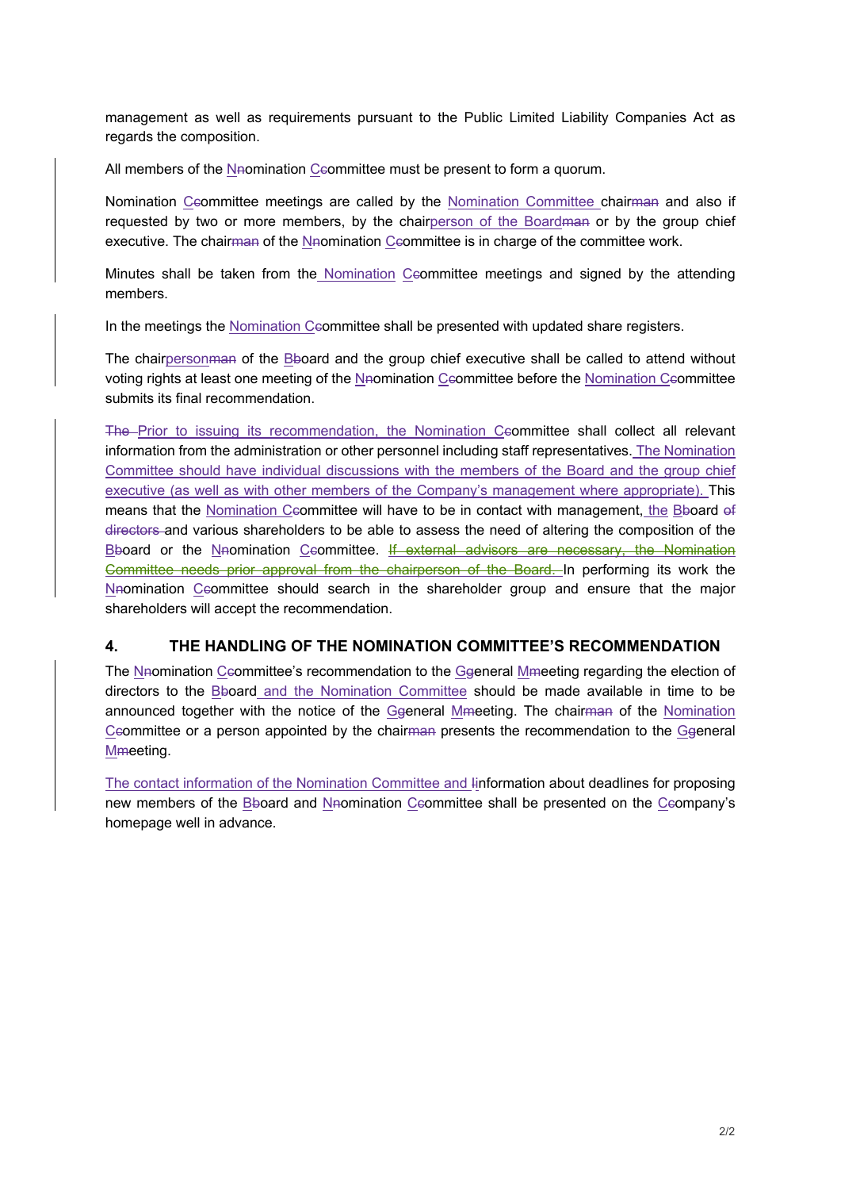management as well as requirements pursuant to the Public Limited Liability Companies Act as regards the composition.

All members of the Nomination Committee must be present to form a quorum.

Nomination Committee meetings are called by the Nomination Committee chair and also if requested by two or more members, by the chairperson of the Board or by the group chief executive. The chair of the Nomination Committee is in charge of the committee work.

Minutes shall be taken from the Nomination Committee meetings and signed by the attending members.

In the meetings the Nomination Committee shall be presented with updated share registers.

The chairperson of the Board and the group chief executive shall be called to attend without voting rights at least one meeting of the Nomination Committee before the Nomination Committee submits its final recommendation.

Prior to issuing its recommendation, the Nomination Committee shall collect all relevant information from the administration or other personnel including staff representatives. The Nomination Committee should have individual discussions with the members of the Board and the group chief executive (as well as with other members of the Company's management where appropriate). This means that the Nomination Committee will have to be in contact with management, the Board and various shareholders to be able to assess the need of altering the composition of the Board or the Nomination Committee. In performing its work the Nomination Committee should search in the shareholder group and ensure that the major shareholders will accept the recommendation.

## 4. THE HANDLING OF THE NOMINATION COMMITTEE'S RECOMMENDATION

The Nomination Committee's recommendation to the General Meeting regarding the election of directors to the Board and the Nomination Committee should be made available in time to be announced together with the notice of the General Meeting. The chair of the Nomination Committee or a person appointed by the chair presents the recommendation to the General Meeting.

The contact information of the Nomination Committee and information about deadlines for proposing new members of the Board and Nomination Committee shall be presented on the Company's homepage well in advance.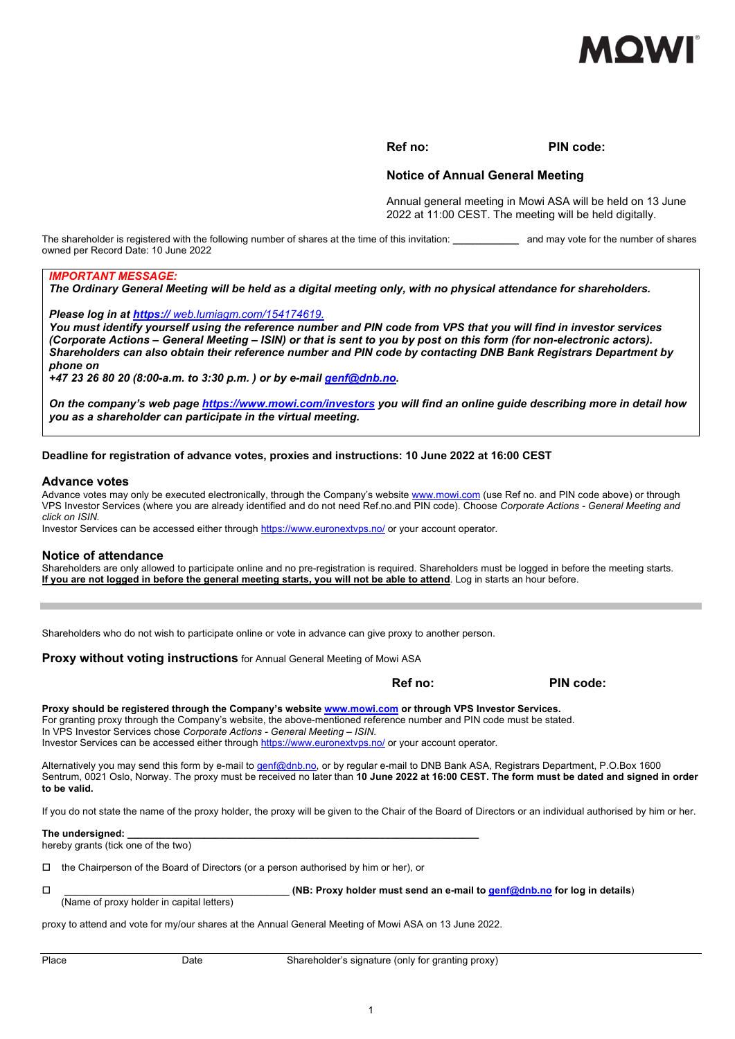MOWI

**Ref no:** **PIN code:**

## Notice of Annual General Meeting

Annual general meeting in Mowi ASA will be held on 13 June 2022 at 11:00 CEST. The meeting will be held digitally.

The shareholder is registered with the following number of shares at the time of this invitation: ____________ and may vote for the number of shares owned per Record Date: 10 June 2022

***IMPORTANT MESSAGE:***
***The Ordinary General Meeting will be held as a digital meeting only, with no physical attendance for shareholders.***

***Please log in at https:// web.lumiagm.com/154174619.***
***You must identify yourself using the reference number and PIN code from VPS that you will find in investor services (Corporate Actions – General Meeting – ISIN) or that is sent to you by post on this form (for non-electronic actors). Shareholders can also obtain their reference number and PIN code by contacting DNB Bank Registrars Department by phone on***
***+47 23 26 80 20 (8:00-a.m. to 3:30 p.m. ) or by e-mail genf@dnb.no.***

***On the company's web page https://www.mowi.com/investors you will find an online guide describing more in detail how you as a shareholder can participate in the virtual meeting.***

**Deadline for registration of advance votes, proxies and instructions: 10 June 2022 at 16:00 CEST**

### Advance votes

Advance votes may only be executed electronically, through the Company's website www.mowi.com (use Ref no. and PIN code above) or through VPS Investor Services (where you are already identified and do not need Ref.no.and PIN code). Choose *Corporate Actions - General Meeting and click on ISIN.*
Investor Services can be accessed either through https://www.euronextvps.no/ or your account operator.

### Notice of attendance

Shareholders are only allowed to participate online and no pre-registration is required. Shareholders must be logged in before the meeting starts.
**If you are not logged in before the general meeting starts, you will not be able to attend**. Log in starts an hour before.

---

Shareholders who do not wish to participate online or vote in advance can give proxy to another person.

### Proxy without voting instructions for Annual General Meeting of Mowi ASA

**Ref no:** **PIN code:**

**Proxy should be registered through the Company's website www.mowi.com or through VPS Investor Services.**
For granting proxy through the Company's website, the above-mentioned reference number and PIN code must be stated.
In VPS Investor Services chose *Corporate Actions - General Meeting – ISIN.*
Investor Services can be accessed either through https://www.euronextvps.no/ or your account operator.

Alternatively you may send this form by e-mail to genf@dnb.no, or by regular e-mail to DNB Bank ASA, Registrars Department, P.O.Box 1600 Sentrum, 0021 Oslo, Norway. The proxy must be received no later than **10 June 2022 at 16:00 CEST. The form must be dated and signed in order to be valid.**

If you do not state the name of the proxy holder, the proxy will be given to the Chair of the Board of Directors or an individual authorised by him or her.

**The undersigned:** ____________________________________________________________
hereby grants (tick one of the two)

☐ the Chairperson of the Board of Directors (or a person authorised by him or her), or

☐ ________________________________________ **(NB: Proxy holder must send an e-mail to genf@dnb.no for log in details**)
(Name of proxy holder in capital letters)

proxy to attend and vote for my/our shares at the Annual General Meeting of Mowi ASA on 13 June 2022.

Place Date Shareholder's signature (only for granting proxy)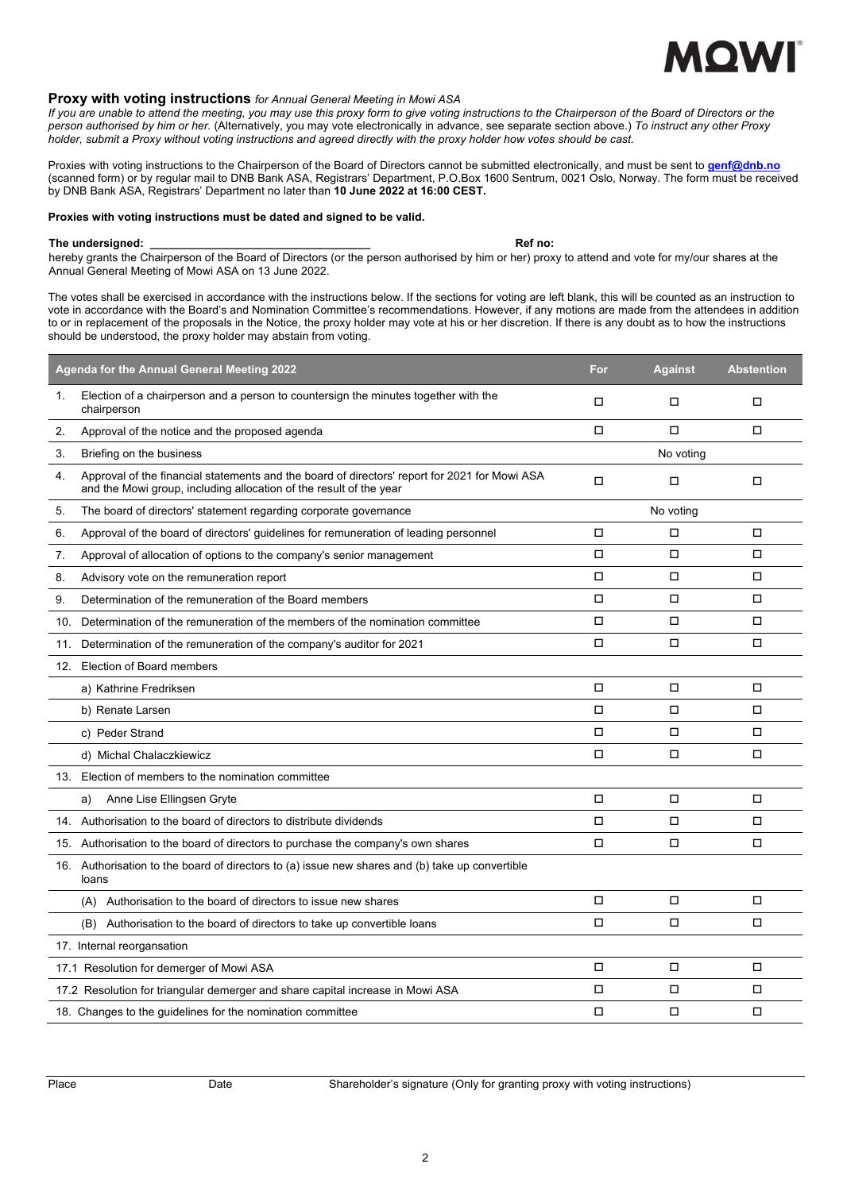**Proxy with voting instructions** *for Annual General Meeting in Mowi ASA*

*If you are unable to attend the meeting, you may use this proxy form to give voting instructions to the Chairperson of the Board of Directors or the person authorised by him or her.* (Alternatively, you may vote electronically in advance, see separate section above.) *To instruct any other Proxy holder, submit a Proxy without voting instructions and agreed directly with the proxy holder how votes should be cast.*

Proxies with voting instructions to the Chairperson of the Board of Directors cannot be submitted electronically, and must be sent to **genf@dnb.no** (scanned form) or by regular mail to DNB Bank ASA, Registrars' Department, P.O.Box 1600 Sentrum, 0021 Oslo, Norway. The form must be received by DNB Bank ASA, Registrars' Department no later than **10 June 2022 at 16:00 CEST.**

**Proxies with voting instructions must be dated and signed to be valid.**

**The undersigned:** ___________________________________ **Ref no:**

hereby grants the Chairperson of the Board of Directors (or the person authorised by him or her) proxy to attend and vote for my/our shares at the Annual General Meeting of Mowi ASA on 13 June 2022.

The votes shall be exercised in accordance with the instructions below. If the sections for voting are left blank, this will be counted as an instruction to vote in accordance with the Board's and Nomination Committee's recommendations. However, if any motions are made from the attendees in addition to or in replacement of the proposals in the Notice, the proxy holder may vote at his or her discretion. If there is any doubt as to how the instructions should be understood, the proxy holder may abstain from voting.

| Agenda for the Annual General Meeting 2022 | For | Against | Abstention |
|---|---|---|---|
| 1. Election of a chairperson and a person to countersign the minutes together with the chairperson | ☐ | ☐ | ☐ |
| 2. Approval of the notice and the proposed agenda | ☐ | ☐ | ☐ |
| 3. Briefing on the business | | No voting | |
| 4. Approval of the financial statements and the board of directors' report for 2021 for Mowi ASA and the Mowi group, including allocation of the result of the year | ☐ | ☐ | ☐ |
| 5. The board of directors' statement regarding corporate governance | | No voting | |
| 6. Approval of the board of directors' guidelines for remuneration of leading personnel | ☐ | ☐ | ☐ |
| 7. Approval of allocation of options to the company's senior management | ☐ | ☐ | ☐ |
| 8. Advisory vote on the remuneration report | ☐ | ☐ | ☐ |
| 9. Determination of the remuneration of the Board members | ☐ | ☐ | ☐ |
| 10. Determination of the remuneration of the members of the nomination committee | ☐ | ☐ | ☐ |
| 11. Determination of the remuneration of the company's auditor for 2021 | ☐ | ☐ | ☐ |
| 12. Election of Board members | | | |
| a) Kathrine Fredriksen | ☐ | ☐ | ☐ |
| b) Renate Larsen | ☐ | ☐ | ☐ |
| c) Peder Strand | ☐ | ☐ | ☐ |
| d) Michal Chalaczkiewicz | ☐ | ☐ | ☐ |
| 13. Election of members to the nomination committee | | | |
| a) Anne Lise Ellingsen Gryte | ☐ | ☐ | ☐ |
| 14. Authorisation to the board of directors to distribute dividends | ☐ | ☐ | ☐ |
| 15. Authorisation to the board of directors to purchase the company's own shares | ☐ | ☐ | ☐ |
| 16. Authorisation to the board of directors to (a) issue new shares and (b) take up convertible loans | | | |
| (A) Authorisation to the board of directors to issue new shares | ☐ | ☐ | ☐ |
| (B) Authorisation to the board of directors to take up convertible loans | ☐ | ☐ | ☐ |
| 17. Internal reorgansation | | | |
| 17.1 Resolution for demerger of Mowi ASA | ☐ | ☐ | ☐ |
| 17.2 Resolution for triangular demerger and share capital increase in Mowi ASA | ☐ | ☐ | ☐ |
| 18. Changes to the guidelines for the nomination committee | ☐ | ☐ | ☐ |

Place | Date | Shareholder's signature (Only for granting proxy with voting instructions)